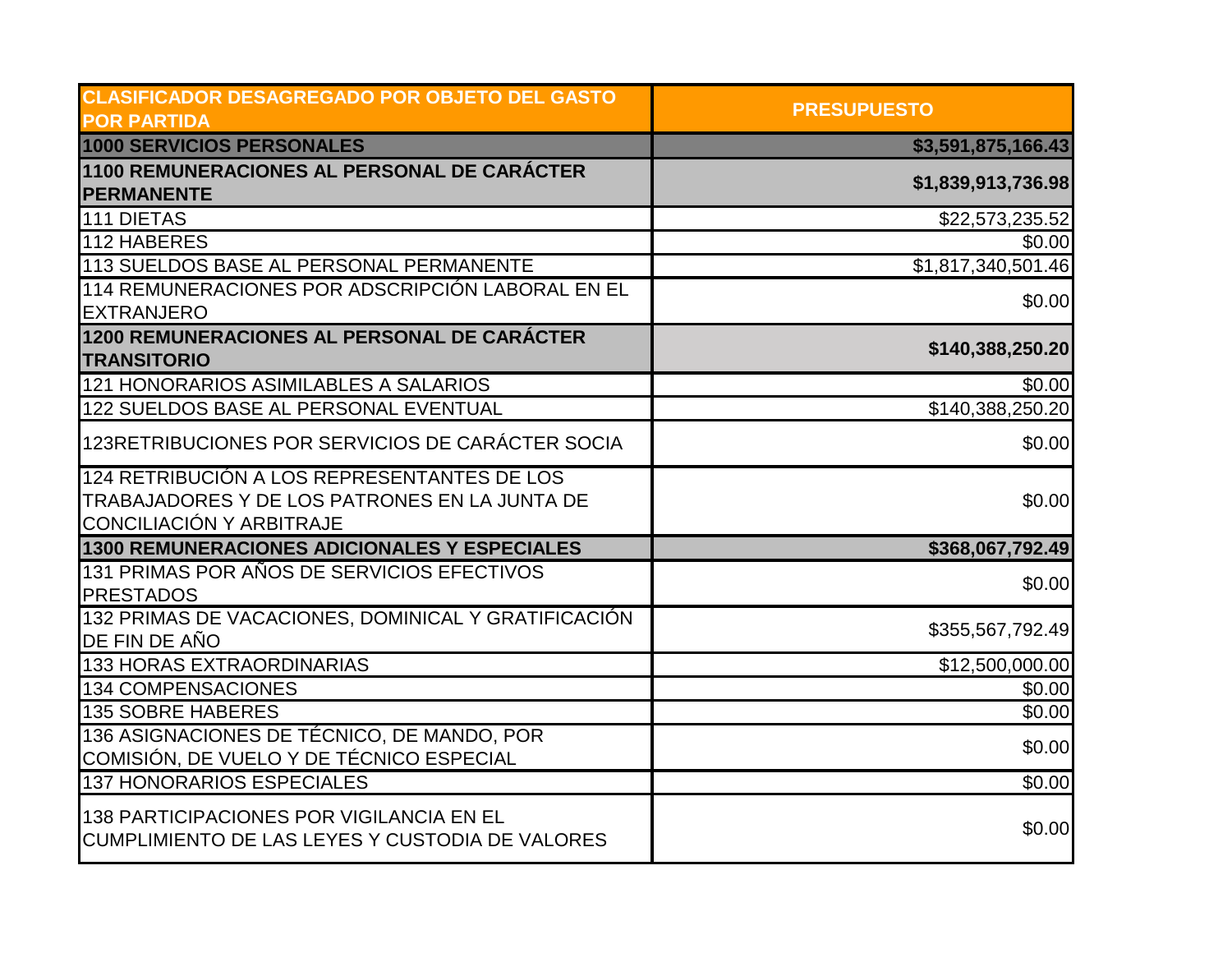| CLASIFICADOR DESAGREGADO POR OBJETO DEL GASTO POR PARTIDA | PRESUPUESTO |
|---|---|
| **1000 SERVICIOS PERSONALES** | **$3,591,875,166.43** |
| **1100 REMUNERACIONES AL PERSONAL DE CARÁCTER PERMANENTE** | **$1,839,913,736.98** |
| 111 DIETAS | $22,573,235.52 |
| 112 HABERES | $0.00 |
| 113 SUELDOS BASE AL PERSONAL PERMANENTE | $1,817,340,501.46 |
| 114 REMUNERACIONES POR ADSCRIPCIÓN LABORAL EN EL EXTRANJERO | $0.00 |
| **1200 REMUNERACIONES AL PERSONAL DE CARÁCTER TRANSITORIO** | **$140,388,250.20** |
| 121 HONORARIOS ASIMILABLES A SALARIOS | $0.00 |
| 122 SUELDOS BASE AL PERSONAL EVENTUAL | $140,388,250.20 |
| 123RETRIBUCIONES POR SERVICIOS DE CARÁCTER SOCIA | $0.00 |
| 124 RETRIBUCIÓN A LOS REPRESENTANTES DE LOS TRABAJADORES Y DE LOS PATRONES EN LA JUNTA DE CONCILIACIÓN Y ARBITRAJE | $0.00 |
| **1300 REMUNERACIONES ADICIONALES Y ESPECIALES** | **$368,067,792.49** |
| 131 PRIMAS POR AÑOS DE SERVICIOS EFECTIVOS PRESTADOS | $0.00 |
| 132 PRIMAS DE VACACIONES, DOMINICAL Y GRATIFICACIÓN DE FIN DE AÑO | $355,567,792.49 |
| 133 HORAS EXTRAORDINARIAS | $12,500,000.00 |
| 134 COMPENSACIONES | $0.00 |
| 135 SOBRE HABERES | $0.00 |
| 136 ASIGNACIONES DE TÉCNICO, DE MANDO, POR COMISIÓN, DE VUELO Y DE TÉCNICO ESPECIAL | $0.00 |
| 137 HONORARIOS ESPECIALES | $0.00 |
| 138 PARTICIPACIONES POR VIGILANCIA EN EL CUMPLIMIENTO DE LAS LEYES Y CUSTODIA DE VALORES | $0.00 |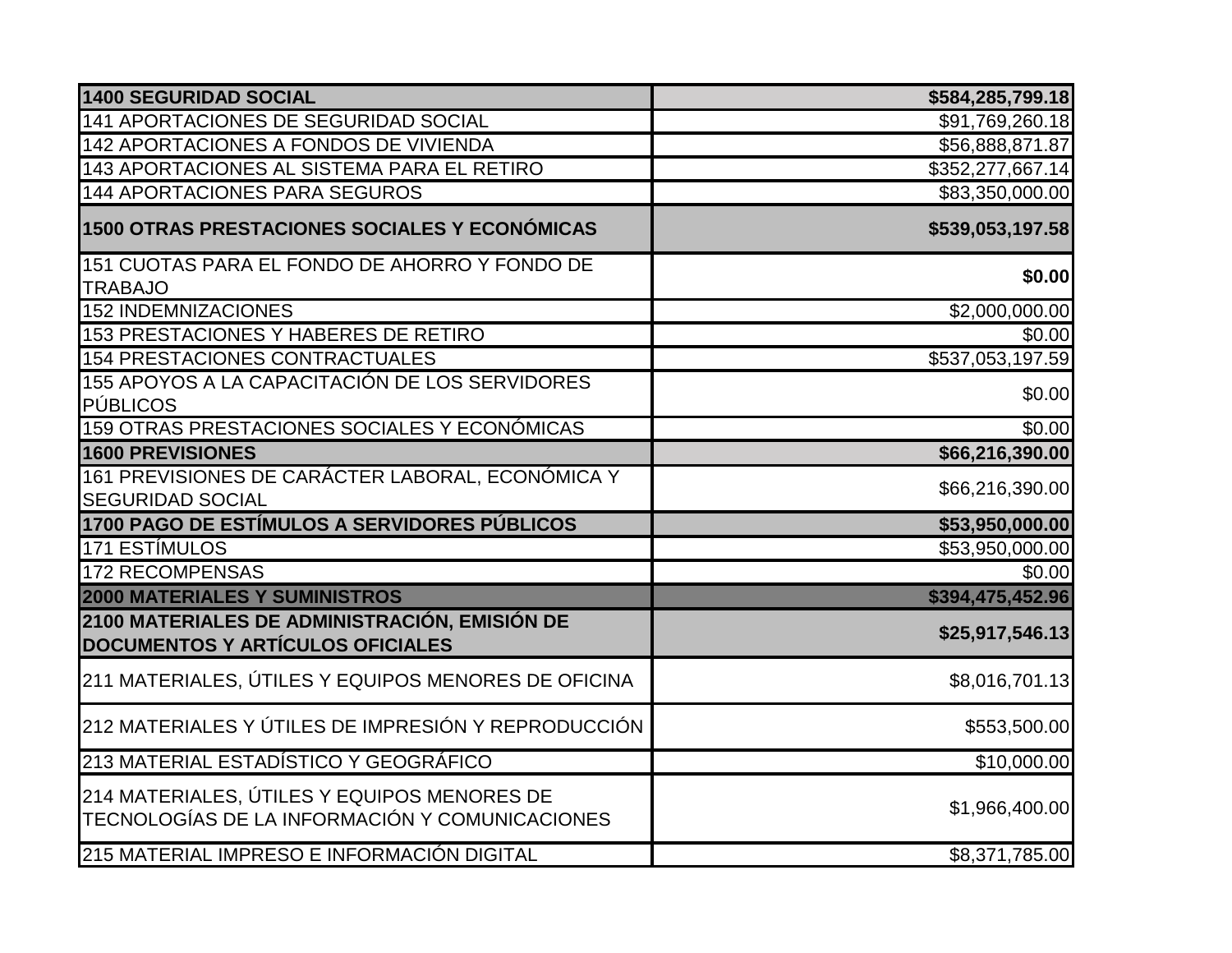| | |
|---|---|
| **1400 SEGURIDAD SOCIAL** | **$584,285,799.18** |
| 141 APORTACIONES DE SEGURIDAD SOCIAL | $91,769,260.18 |
| 142 APORTACIONES A FONDOS DE VIVIENDA | $56,888,871.87 |
| 143 APORTACIONES AL SISTEMA PARA EL RETIRO | $352,277,667.14 |
| 144 APORTACIONES PARA SEGUROS | $83,350,000.00 |
| **1500 OTRAS PRESTACIONES SOCIALES Y ECONÓMICAS** | **$539,053,197.58** |
| 151 CUOTAS PARA EL FONDO DE AHORRO Y FONDO DE TRABAJO | **$0.00** |
| 152 INDEMNIZACIONES | $2,000,000.00 |
| 153 PRESTACIONES Y HABERES DE RETIRO | $0.00 |
| 154 PRESTACIONES CONTRACTUALES | $537,053,197.59 |
| 155 APOYOS A LA CAPACITACIÓN DE LOS SERVIDORES PÚBLICOS | $0.00 |
| 159 OTRAS PRESTACIONES SOCIALES Y ECONÓMICAS | $0.00 |
| **1600 PREVISIONES** | **$66,216,390.00** |
| 161 PREVISIONES DE CARÁCTER LABORAL, ECONÓMICA Y SEGURIDAD SOCIAL | $66,216,390.00 |
| **1700 PAGO DE ESTÍMULOS A SERVIDORES PÚBLICOS** | **$53,950,000.00** |
| 171 ESTÍMULOS | $53,950,000.00 |
| 172 RECOMPENSAS | $0.00 |
| **2000 MATERIALES Y SUMINISTROS** | **$394,475,452.96** |
| **2100 MATERIALES DE ADMINISTRACIÓN, EMISIÓN DE DOCUMENTOS Y ARTÍCULOS OFICIALES** | **$25,917,546.13** |
| 211 MATERIALES, ÚTILES Y EQUIPOS MENORES DE OFICINA | $8,016,701.13 |
| 212 MATERIALES Y ÚTILES DE IMPRESIÓN Y REPRODUCCIÓN | $553,500.00 |
| 213 MATERIAL ESTADÍSTICO Y GEOGRÁFICO | $10,000.00 |
| 214 MATERIALES, ÚTILES Y EQUIPOS MENORES DE TECNOLOGÍAS DE LA INFORMACIÓN Y COMUNICACIONES | $1,966,400.00 |
| 215 MATERIAL IMPRESO E INFORMACIÓN DIGITAL | $8,371,785.00 |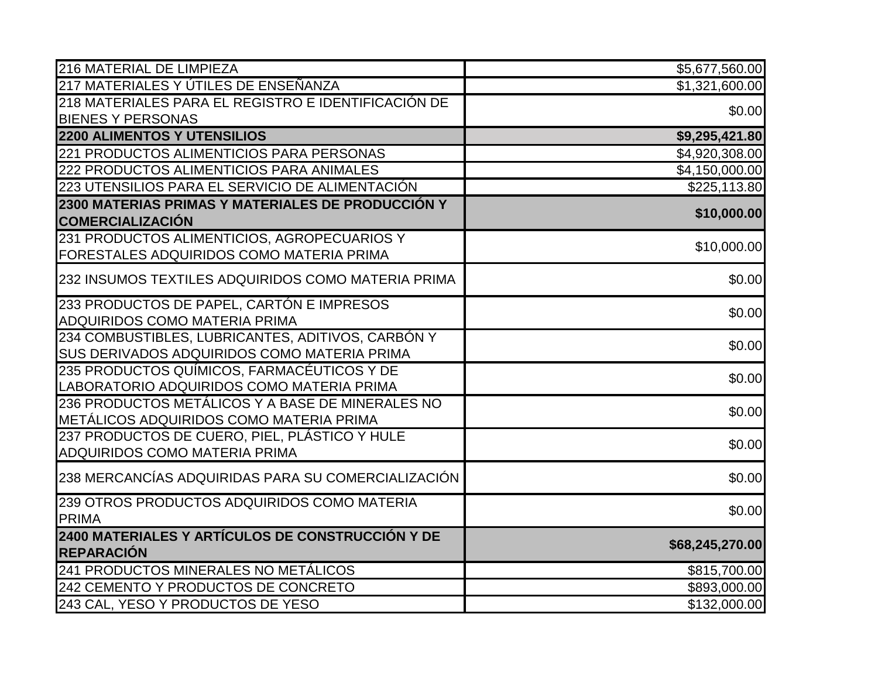| | |
|---|---|
| 216 MATERIAL DE LIMPIEZA | $5,677,560.00 |
| 217 MATERIALES Y ÚTILES DE ENSEÑANZA | $1,321,600.00 |
| 218 MATERIALES PARA EL REGISTRO E IDENTIFICACIÓN DE BIENES Y PERSONAS | $0.00 |
| **2200 ALIMENTOS Y UTENSILIOS** | **$9,295,421.80** |
| 221 PRODUCTOS ALIMENTICIOS PARA PERSONAS | $4,920,308.00 |
| 222 PRODUCTOS ALIMENTICIOS PARA ANIMALES | $4,150,000.00 |
| 223 UTENSILIOS PARA EL SERVICIO DE ALIMENTACIÓN | $225,113.80 |
| **2300 MATERIAS PRIMAS Y MATERIALES DE PRODUCCIÓN Y COMERCIALIZACIÓN** | **$10,000.00** |
| 231 PRODUCTOS ALIMENTICIOS, AGROPECUARIOS Y FORESTALES ADQUIRIDOS COMO MATERIA PRIMA | $10,000.00 |
| 232 INSUMOS TEXTILES ADQUIRIDOS COMO MATERIA PRIMA | $0.00 |
| 233 PRODUCTOS DE PAPEL, CARTÓN E IMPRESOS ADQUIRIDOS COMO MATERIA PRIMA | $0.00 |
| 234 COMBUSTIBLES, LUBRICANTES, ADITIVOS, CARBÓN Y SUS DERIVADOS ADQUIRIDOS COMO MATERIA PRIMA | $0.00 |
| 235 PRODUCTOS QUÍMICOS, FARMACÉUTICOS Y DE LABORATORIO ADQUIRIDOS COMO MATERIA PRIMA | $0.00 |
| 236 PRODUCTOS METÁLICOS Y A BASE DE MINERALES NO METÁLICOS ADQUIRIDOS COMO MATERIA PRIMA | $0.00 |
| 237 PRODUCTOS DE CUERO, PIEL, PLÁSTICO Y HULE ADQUIRIDOS COMO MATERIA PRIMA | $0.00 |
| 238 MERCANCÍAS ADQUIRIDAS PARA SU COMERCIALIZACIÓN | $0.00 |
| 239 OTROS PRODUCTOS ADQUIRIDOS COMO MATERIA PRIMA | $0.00 |
| **2400 MATERIALES Y ARTÍCULOS DE CONSTRUCCIÓN Y DE REPARACIÓN** | **$68,245,270.00** |
| 241 PRODUCTOS MINERALES NO METÁLICOS | $815,700.00 |
| 242 CEMENTO Y PRODUCTOS DE CONCRETO | $893,000.00 |
| 243 CAL, YESO Y PRODUCTOS DE YESO | $132,000.00 |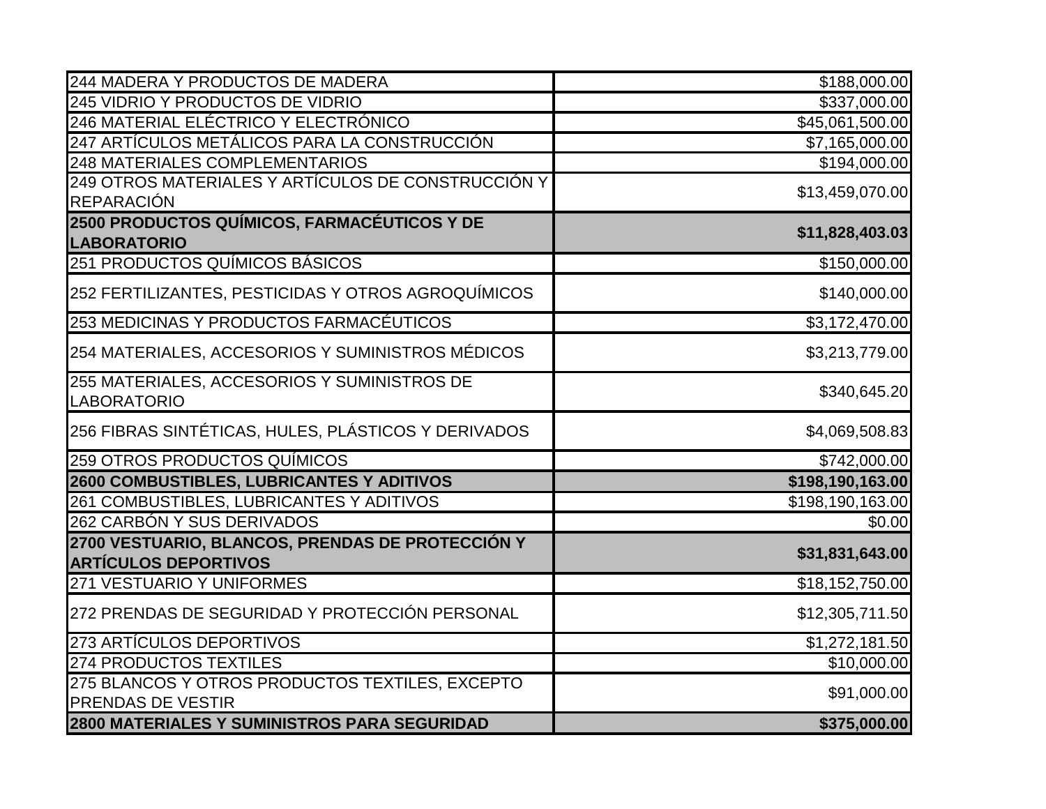| | |
|---|---|
| 244 MADERA Y PRODUCTOS DE MADERA | $188,000.00 |
| 245 VIDRIO Y PRODUCTOS DE VIDRIO | $337,000.00 |
| 246 MATERIAL ELÉCTRICO Y ELECTRÓNICO | $45,061,500.00 |
| 247 ARTÍCULOS METÁLICOS PARA LA CONSTRUCCIÓN | $7,165,000.00 |
| 248 MATERIALES COMPLEMENTARIOS | $194,000.00 |
| 249 OTROS MATERIALES Y ARTÍCULOS DE CONSTRUCCIÓN Y REPARACIÓN | $13,459,070.00 |
| **2500 PRODUCTOS QUÍMICOS, FARMACÉUTICOS Y DE LABORATORIO** | **$11,828,403.03** |
| 251 PRODUCTOS QUÍMICOS BÁSICOS | $150,000.00 |
| 252 FERTILIZANTES, PESTICIDAS Y OTROS AGROQUÍMICOS | $140,000.00 |
| 253 MEDICINAS Y PRODUCTOS FARMACÉUTICOS | $3,172,470.00 |
| 254 MATERIALES, ACCESORIOS Y SUMINISTROS MÉDICOS | $3,213,779.00 |
| 255 MATERIALES, ACCESORIOS Y SUMINISTROS DE LABORATORIO | $340,645.20 |
| 256 FIBRAS SINTÉTICAS, HULES, PLÁSTICOS Y DERIVADOS | $4,069,508.83 |
| 259 OTROS PRODUCTOS QUÍMICOS | $742,000.00 |
| **2600 COMBUSTIBLES, LUBRICANTES Y ADITIVOS** | **$198,190,163.00** |
| 261 COMBUSTIBLES, LUBRICANTES Y ADITIVOS | $198,190,163.00 |
| 262 CARBÓN Y SUS DERIVADOS | $0.00 |
| **2700 VESTUARIO, BLANCOS, PRENDAS DE PROTECCIÓN Y ARTÍCULOS DEPORTIVOS** | **$31,831,643.00** |
| 271 VESTUARIO Y UNIFORMES | $18,152,750.00 |
| 272 PRENDAS DE SEGURIDAD Y PROTECCIÓN PERSONAL | $12,305,711.50 |
| 273 ARTÍCULOS DEPORTIVOS | $1,272,181.50 |
| 274 PRODUCTOS TEXTILES | $10,000.00 |
| 275 BLANCOS Y OTROS PRODUCTOS TEXTILES, EXCEPTO PRENDAS DE VESTIR | $91,000.00 |
| **2800 MATERIALES Y SUMINISTROS PARA SEGURIDAD** | **$375,000.00** |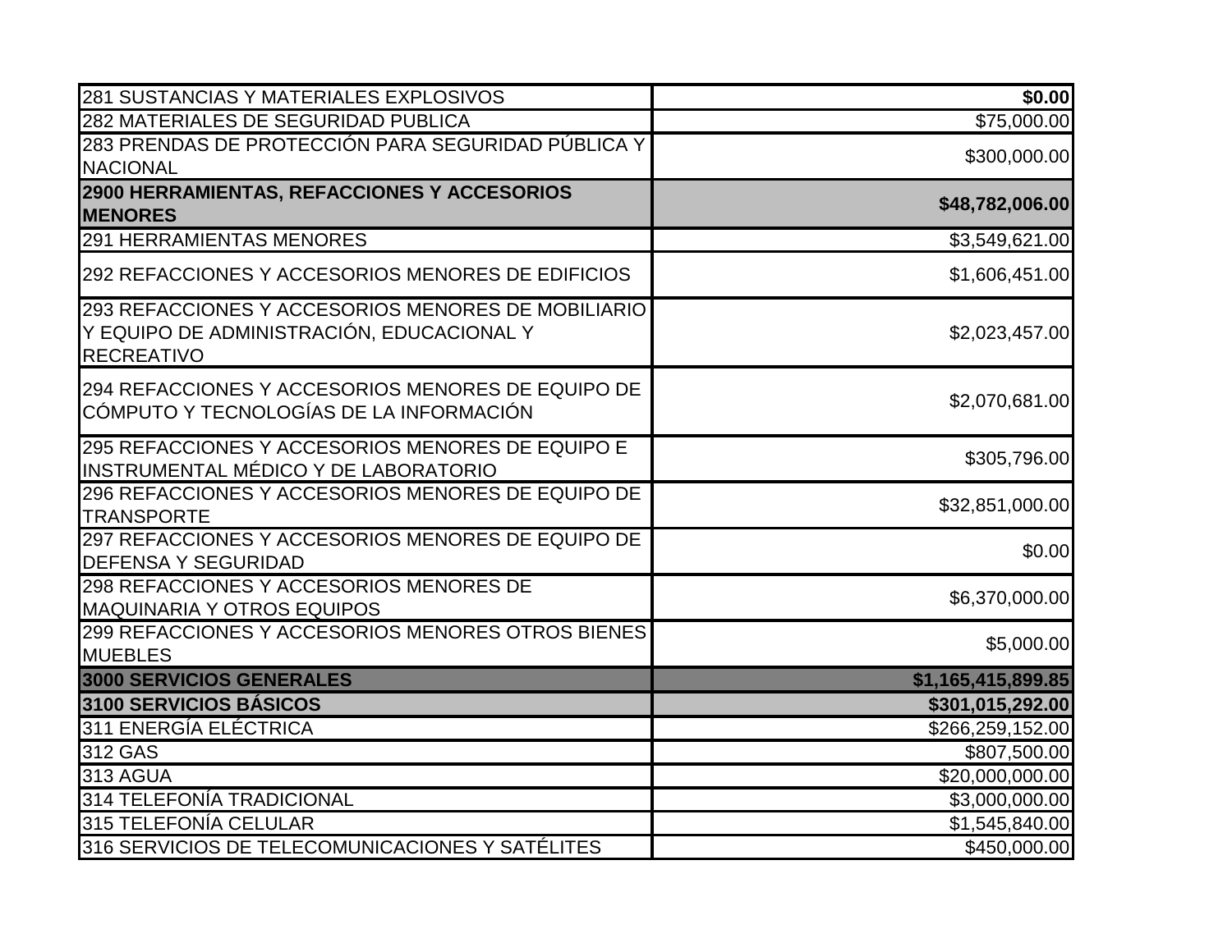| | |
|---|---|
| 281 SUSTANCIAS Y MATERIALES EXPLOSIVOS | **$0.00** |
| 282 MATERIALES DE SEGURIDAD PUBLICA | $75,000.00 |
| 283 PRENDAS DE PROTECCIÓN PARA SEGURIDAD PÚBLICA Y NACIONAL | $300,000.00 |
| **2900 HERRAMIENTAS, REFACCIONES Y ACCESORIOS MENORES** | **$48,782,006.00** |
| 291 HERRAMIENTAS MENORES | $3,549,621.00 |
| 292 REFACCIONES Y ACCESORIOS MENORES DE EDIFICIOS | $1,606,451.00 |
| 293 REFACCIONES Y ACCESORIOS MENORES DE MOBILIARIO Y EQUIPO DE ADMINISTRACIÓN, EDUCACIONAL Y RECREATIVO | $2,023,457.00 |
| 294 REFACCIONES Y ACCESORIOS MENORES DE EQUIPO DE CÓMPUTO Y TECNOLOGÍAS DE LA INFORMACIÓN | $2,070,681.00 |
| 295 REFACCIONES Y ACCESORIOS MENORES DE EQUIPO E INSTRUMENTAL MÉDICO Y DE LABORATORIO | $305,796.00 |
| 296 REFACCIONES Y ACCESORIOS MENORES DE EQUIPO DE TRANSPORTE | $32,851,000.00 |
| 297 REFACCIONES Y ACCESORIOS MENORES DE EQUIPO DE DEFENSA Y SEGURIDAD | $0.00 |
| 298 REFACCIONES Y ACCESORIOS MENORES DE MAQUINARIA Y OTROS EQUIPOS | $6,370,000.00 |
| 299 REFACCIONES Y ACCESORIOS MENORES OTROS BIENES MUEBLES | $5,000.00 |
| **3000 SERVICIOS GENERALES** | **$1,165,415,899.85** |
| **3100 SERVICIOS BÁSICOS** | **$301,015,292.00** |
| 311 ENERGÍA ELÉCTRICA | $266,259,152.00 |
| 312 GAS | $807,500.00 |
| 313 AGUA | $20,000,000.00 |
| 314 TELEFONÍA TRADICIONAL | $3,000,000.00 |
| 315 TELEFONÍA CELULAR | $1,545,840.00 |
| 316 SERVICIOS DE TELECOMUNICACIONES Y SATÉLITES | $450,000.00 |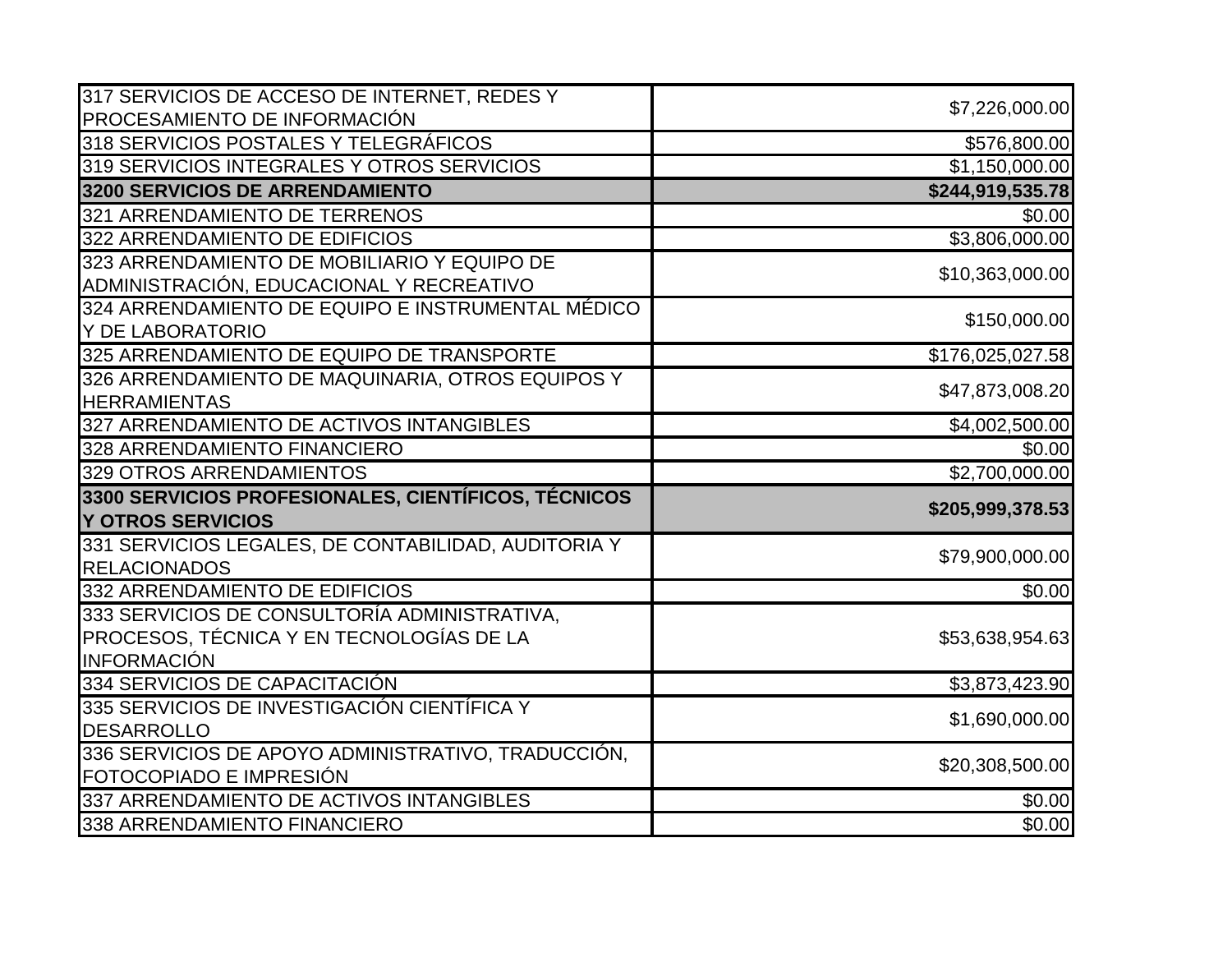| | |
|---|---|
| 317 SERVICIOS DE ACCESO DE INTERNET, REDES Y PROCESAMIENTO DE INFORMACIÓN | $7,226,000.00 |
| 318 SERVICIOS POSTALES Y TELEGRÁFICOS | $576,800.00 |
| 319 SERVICIOS INTEGRALES Y OTROS SERVICIOS | $1,150,000.00 |
| **3200 SERVICIOS DE ARRENDAMIENTO** | **$244,919,535.78** |
| 321 ARRENDAMIENTO DE TERRENOS | $0.00 |
| 322 ARRENDAMIENTO DE EDIFICIOS | $3,806,000.00 |
| 323 ARRENDAMIENTO DE MOBILIARIO Y EQUIPO DE ADMINISTRACIÓN, EDUCACIONAL Y RECREATIVO | $10,363,000.00 |
| 324 ARRENDAMIENTO DE EQUIPO E INSTRUMENTAL MÉDICO Y DE LABORATORIO | $150,000.00 |
| 325 ARRENDAMIENTO DE EQUIPO DE TRANSPORTE | $176,025,027.58 |
| 326 ARRENDAMIENTO DE MAQUINARIA, OTROS EQUIPOS Y HERRAMIENTAS | $47,873,008.20 |
| 327 ARRENDAMIENTO DE ACTIVOS INTANGIBLES | $4,002,500.00 |
| 328 ARRENDAMIENTO FINANCIERO | $0.00 |
| 329 OTROS ARRENDAMIENTOS | $2,700,000.00 |
| **3300 SERVICIOS PROFESIONALES, CIENTÍFICOS, TÉCNICOS Y OTROS SERVICIOS** | **$205,999,378.53** |
| 331 SERVICIOS LEGALES, DE CONTABILIDAD, AUDITORIA Y RELACIONADOS | $79,900,000.00 |
| 332 ARRENDAMIENTO DE EDIFICIOS | $0.00 |
| 333 SERVICIOS DE CONSULTORÍA ADMINISTRATIVA, PROCESOS, TÉCNICA Y EN TECNOLOGÍAS DE LA INFORMACIÓN | $53,638,954.63 |
| 334 SERVICIOS DE CAPACITACIÓN | $3,873,423.90 |
| 335 SERVICIOS DE INVESTIGACIÓN CIENTÍFICA Y DESARROLLO | $1,690,000.00 |
| 336 SERVICIOS DE APOYO ADMINISTRATIVO, TRADUCCIÓN, FOTOCOPIADO E IMPRESIÓN | $20,308,500.00 |
| 337 ARRENDAMIENTO DE ACTIVOS INTANGIBLES | $0.00 |
| 338 ARRENDAMIENTO FINANCIERO | $0.00 |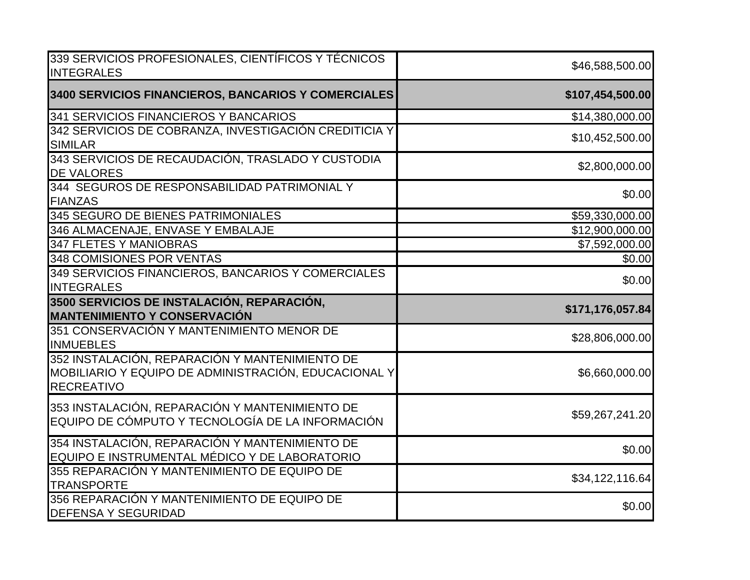| 339 SERVICIOS PROFESIONALES, CIENTÍFICOS Y TÉCNICOS INTEGRALES | $46,588,500.00 |
|---|---:|
| **3400 SERVICIOS FINANCIEROS, BANCARIOS Y COMERCIALES** | **$107,454,500.00** |
| 341 SERVICIOS FINANCIEROS Y BANCARIOS | $14,380,000.00 |
| 342 SERVICIOS DE COBRANZA, INVESTIGACIÓN CREDITICIA Y SIMILAR | $10,452,500.00 |
| 343 SERVICIOS DE RECAUDACIÓN, TRASLADO Y CUSTODIA DE VALORES | $2,800,000.00 |
| 344 SEGUROS DE RESPONSABILIDAD PATRIMONIAL Y FIANZAS | $0.00 |
| 345 SEGURO DE BIENES PATRIMONIALES | $59,330,000.00 |
| 346 ALMACENAJE, ENVASE Y EMBALAJE | $12,900,000.00 |
| 347 FLETES Y MANIOBRAS | $7,592,000.00 |
| 348 COMISIONES POR VENTAS | $0.00 |
| 349 SERVICIOS FINANCIEROS, BANCARIOS Y COMERCIALES INTEGRALES | $0.00 |
| **3500 SERVICIOS DE INSTALACIÓN, REPARACIÓN, MANTENIMIENTO Y CONSERVACIÓN** | **$171,176,057.84** |
| 351 CONSERVACIÓN Y MANTENIMIENTO MENOR DE INMUEBLES | $28,806,000.00 |
| 352 INSTALACIÓN, REPARACIÓN Y MANTENIMIENTO DE MOBILIARIO Y EQUIPO DE ADMINISTRACIÓN, EDUCACIONAL Y RECREATIVO | $6,660,000.00 |
| 353 INSTALACIÓN, REPARACIÓN Y MANTENIMIENTO DE EQUIPO DE CÓMPUTO Y TECNOLOGÍA DE LA INFORMACIÓN | $59,267,241.20 |
| 354 INSTALACIÓN, REPARACIÓN Y MANTENIMIENTO DE EQUIPO E INSTRUMENTAL MÉDICO Y DE LABORATORIO | $0.00 |
| 355 REPARACIÓN Y MANTENIMIENTO DE EQUIPO DE TRANSPORTE | $34,122,116.64 |
| 356 REPARACIÓN Y MANTENIMIENTO DE EQUIPO DE DEFENSA Y SEGURIDAD | $0.00 |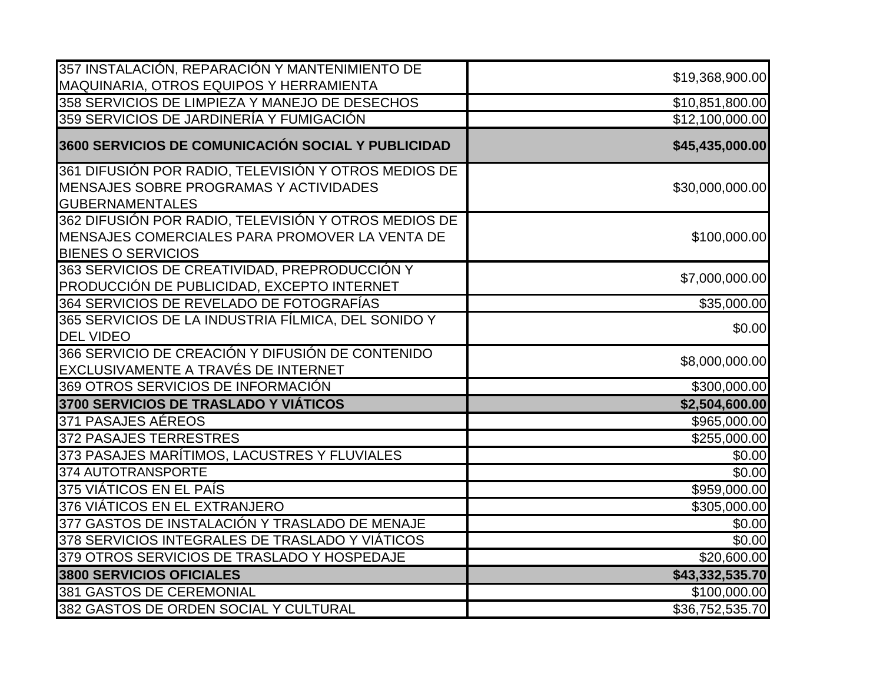| | |
|---|---|
| 357 INSTALACIÓN, REPARACIÓN Y MANTENIMIENTO DE MAQUINARIA, OTROS EQUIPOS Y HERRAMIENTA | $19,368,900.00 |
| 358 SERVICIOS DE LIMPIEZA Y MANEJO DE DESECHOS | $10,851,800.00 |
| 359 SERVICIOS DE JARDINERÍA Y FUMIGACIÓN | $12,100,000.00 |
| **3600 SERVICIOS DE COMUNICACIÓN SOCIAL Y PUBLICIDAD** | **$45,435,000.00** |
| 361 DIFUSIÓN POR RADIO, TELEVISIÓN Y OTROS MEDIOS DE MENSAJES SOBRE PROGRAMAS Y ACTIVIDADES GUBERNAMENTALES | $30,000,000.00 |
| 362 DIFUSIÓN POR RADIO, TELEVISIÓN Y OTROS MEDIOS DE MENSAJES COMERCIALES PARA PROMOVER LA VENTA DE BIENES O SERVICIOS | $100,000.00 |
| 363 SERVICIOS DE CREATIVIDAD, PREPRODUCCIÓN Y PRODUCCIÓN DE PUBLICIDAD, EXCEPTO INTERNET | $7,000,000.00 |
| 364 SERVICIOS DE REVELADO DE FOTOGRAFÍAS | $35,000.00 |
| 365 SERVICIOS DE LA INDUSTRIA FÍLMICA, DEL SONIDO Y DEL VIDEO | $0.00 |
| 366 SERVICIO DE CREACIÓN Y DIFUSIÓN DE CONTENIDO EXCLUSIVAMENTE A TRAVÉS DE INTERNET | $8,000,000.00 |
| 369 OTROS SERVICIOS DE INFORMACIÓN | $300,000.00 |
| **3700 SERVICIOS DE TRASLADO Y VIÁTICOS** | **$2,504,600.00** |
| 371 PASAJES AÉREOS | $965,000.00 |
| 372 PASAJES TERRESTRES | $255,000.00 |
| 373 PASAJES MARÍTIMOS, LACUSTRES Y FLUVIALES | $0.00 |
| 374 AUTOTRANSPORTE | $0.00 |
| 375 VIÁTICOS EN EL PAÍS | $959,000.00 |
| 376 VIÁTICOS EN EL EXTRANJERO | $305,000.00 |
| 377 GASTOS DE INSTALACIÓN Y TRASLADO DE MENAJE | $0.00 |
| 378 SERVICIOS INTEGRALES DE TRASLADO Y VIÁTICOS | $0.00 |
| 379 OTROS SERVICIOS DE TRASLADO Y HOSPEDAJE | $20,600.00 |
| **3800 SERVICIOS OFICIALES** | **$43,332,535.70** |
| 381 GASTOS DE CEREMONIAL | $100,000.00 |
| 382 GASTOS DE ORDEN SOCIAL Y CULTURAL | $36,752,535.70 |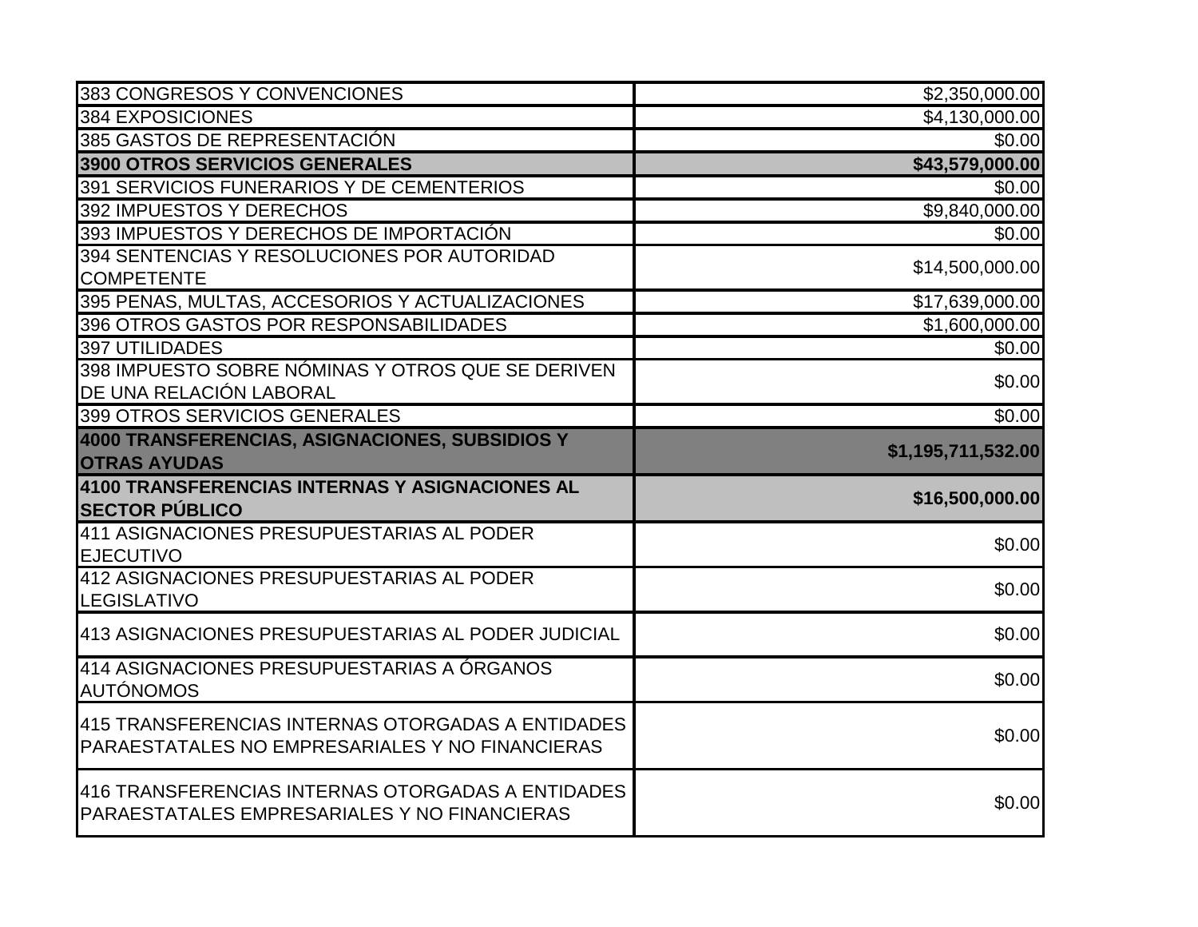| | |
|---|---|
| 383 CONGRESOS Y CONVENCIONES | $2,350,000.00 |
| 384 EXPOSICIONES | $4,130,000.00 |
| 385 GASTOS DE REPRESENTACIÓN | $0.00 |
| **3900 OTROS SERVICIOS GENERALES** | **$43,579,000.00** |
| 391 SERVICIOS FUNERARIOS Y DE CEMENTERIOS | $0.00 |
| 392 IMPUESTOS Y DERECHOS | $9,840,000.00 |
| 393 IMPUESTOS Y DERECHOS DE IMPORTACIÓN | $0.00 |
| 394 SENTENCIAS Y RESOLUCIONES POR AUTORIDAD COMPETENTE | $14,500,000.00 |
| 395 PENAS, MULTAS, ACCESORIOS Y ACTUALIZACIONES | $17,639,000.00 |
| 396 OTROS GASTOS POR RESPONSABILIDADES | $1,600,000.00 |
| 397 UTILIDADES | $0.00 |
| 398 IMPUESTO SOBRE NÓMINAS Y OTROS QUE SE DERIVEN DE UNA RELACIÓN LABORAL | $0.00 |
| 399 OTROS SERVICIOS GENERALES | $0.00 |
| **4000 TRANSFERENCIAS, ASIGNACIONES, SUBSIDIOS Y OTRAS AYUDAS** | **$1,195,711,532.00** |
| **4100 TRANSFERENCIAS INTERNAS Y ASIGNACIONES AL SECTOR PÚBLICO** | **$16,500,000.00** |
| 411 ASIGNACIONES PRESUPUESTARIAS AL PODER EJECUTIVO | $0.00 |
| 412 ASIGNACIONES PRESUPUESTARIAS AL PODER LEGISLATIVO | $0.00 |
| 413 ASIGNACIONES PRESUPUESTARIAS AL PODER JUDICIAL | $0.00 |
| 414 ASIGNACIONES PRESUPUESTARIAS A ÓRGANOS AUTÓNOMOS | $0.00 |
| 415 TRANSFERENCIAS INTERNAS OTORGADAS A ENTIDADES PARAESTATALES NO EMPRESARIALES Y NO FINANCIERAS | $0.00 |
| 416 TRANSFERENCIAS INTERNAS OTORGADAS A ENTIDADES PARAESTATALES EMPRESARIALES Y NO FINANCIERAS | $0.00 |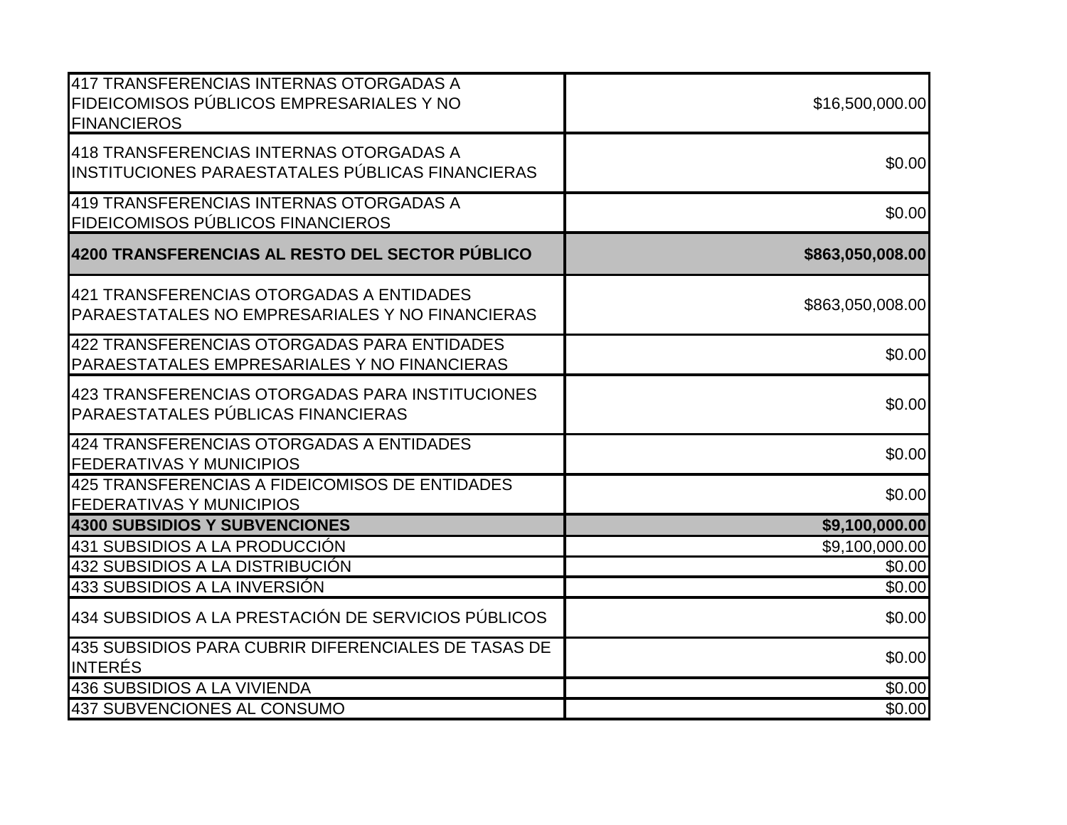| | |
|---|---|
| 417 TRANSFERENCIAS INTERNAS OTORGADAS A FIDEICOMISOS PÚBLICOS EMPRESARIALES Y NO FINANCIEROS | $16,500,000.00 |
| 418 TRANSFERENCIAS INTERNAS OTORGADAS A INSTITUCIONES PARAESTATALES PÚBLICAS FINANCIERAS | $0.00 |
| 419 TRANSFERENCIAS INTERNAS OTORGADAS A FIDEICOMISOS PÚBLICOS FINANCIEROS | $0.00 |
| **4200 TRANSFERENCIAS AL RESTO DEL SECTOR PÚBLICO** | **$863,050,008.00** |
| 421 TRANSFERENCIAS OTORGADAS A ENTIDADES PARAESTATALES NO EMPRESARIALES Y NO FINANCIERAS | $863,050,008.00 |
| 422 TRANSFERENCIAS OTORGADAS PARA ENTIDADES PARAESTATALES EMPRESARIALES Y NO FINANCIERAS | $0.00 |
| 423 TRANSFERENCIAS OTORGADAS PARA INSTITUCIONES PARAESTATALES PÚBLICAS FINANCIERAS | $0.00 |
| 424 TRANSFERENCIAS OTORGADAS A ENTIDADES FEDERATIVAS Y MUNICIPIOS | $0.00 |
| 425 TRANSFERENCIAS A FIDEICOMISOS DE ENTIDADES FEDERATIVAS Y MUNICIPIOS | $0.00 |
| **4300 SUBSIDIOS Y SUBVENCIONES** | **$9,100,000.00** |
| 431 SUBSIDIOS A LA PRODUCCIÓN | $9,100,000.00 |
| 432 SUBSIDIOS A LA DISTRIBUCIÓN | $0.00 |
| 433 SUBSIDIOS A LA INVERSIÓN | $0.00 |
| 434 SUBSIDIOS A LA PRESTACIÓN DE SERVICIOS PÚBLICOS | $0.00 |
| 435 SUBSIDIOS PARA CUBRIR DIFERENCIALES DE TASAS DE INTERÉS | $0.00 |
| 436 SUBSIDIOS A LA VIVIENDA | $0.00 |
| 437 SUBVENCIONES AL CONSUMO | $0.00 |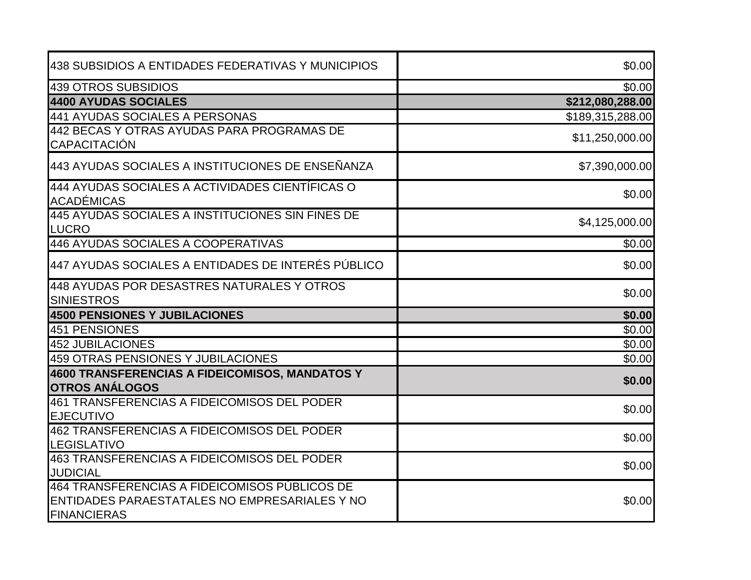| | |
|---|---|
| 438 SUBSIDIOS A ENTIDADES FEDERATIVAS Y MUNICIPIOS | $0.00 |
| 439 OTROS SUBSIDIOS | $0.00 |
| **4400 AYUDAS SOCIALES** | **$212,080,288.00** |
| 441 AYUDAS SOCIALES A PERSONAS | $189,315,288.00 |
| 442 BECAS Y OTRAS AYUDAS PARA PROGRAMAS DE CAPACITACIÓN | $11,250,000.00 |
| 443 AYUDAS SOCIALES A INSTITUCIONES DE ENSEÑANZA | $7,390,000.00 |
| 444 AYUDAS SOCIALES A ACTIVIDADES CIENTÍFICAS O ACADÉMICAS | $0.00 |
| 445 AYUDAS SOCIALES A INSTITUCIONES SIN FINES DE LUCRO | $4,125,000.00 |
| 446 AYUDAS SOCIALES A COOPERATIVAS | $0.00 |
| 447 AYUDAS SOCIALES A ENTIDADES DE INTERÉS PÚBLICO | $0.00 |
| 448 AYUDAS POR DESASTRES NATURALES Y OTROS SINIESTROS | $0.00 |
| **4500 PENSIONES Y JUBILACIONES** | **$0.00** |
| 451 PENSIONES | $0.00 |
| 452 JUBILACIONES | $0.00 |
| 459 OTRAS PENSIONES Y JUBILACIONES | $0.00 |
| **4600 TRANSFERENCIAS A FIDEICOMISOS, MANDATOS Y OTROS ANÁLOGOS** | **$0.00** |
| 461 TRANSFERENCIAS A FIDEICOMISOS DEL PODER EJECUTIVO | $0.00 |
| 462 TRANSFERENCIAS A FIDEICOMISOS DEL PODER LEGISLATIVO | $0.00 |
| 463 TRANSFERENCIAS A FIDEICOMISOS DEL PODER JUDICIAL | $0.00 |
| 464 TRANSFERENCIAS A FIDEICOMISOS PÚBLICOS DE ENTIDADES PARAESTATALES NO EMPRESARIALES Y NO FINANCIERAS | $0.00 |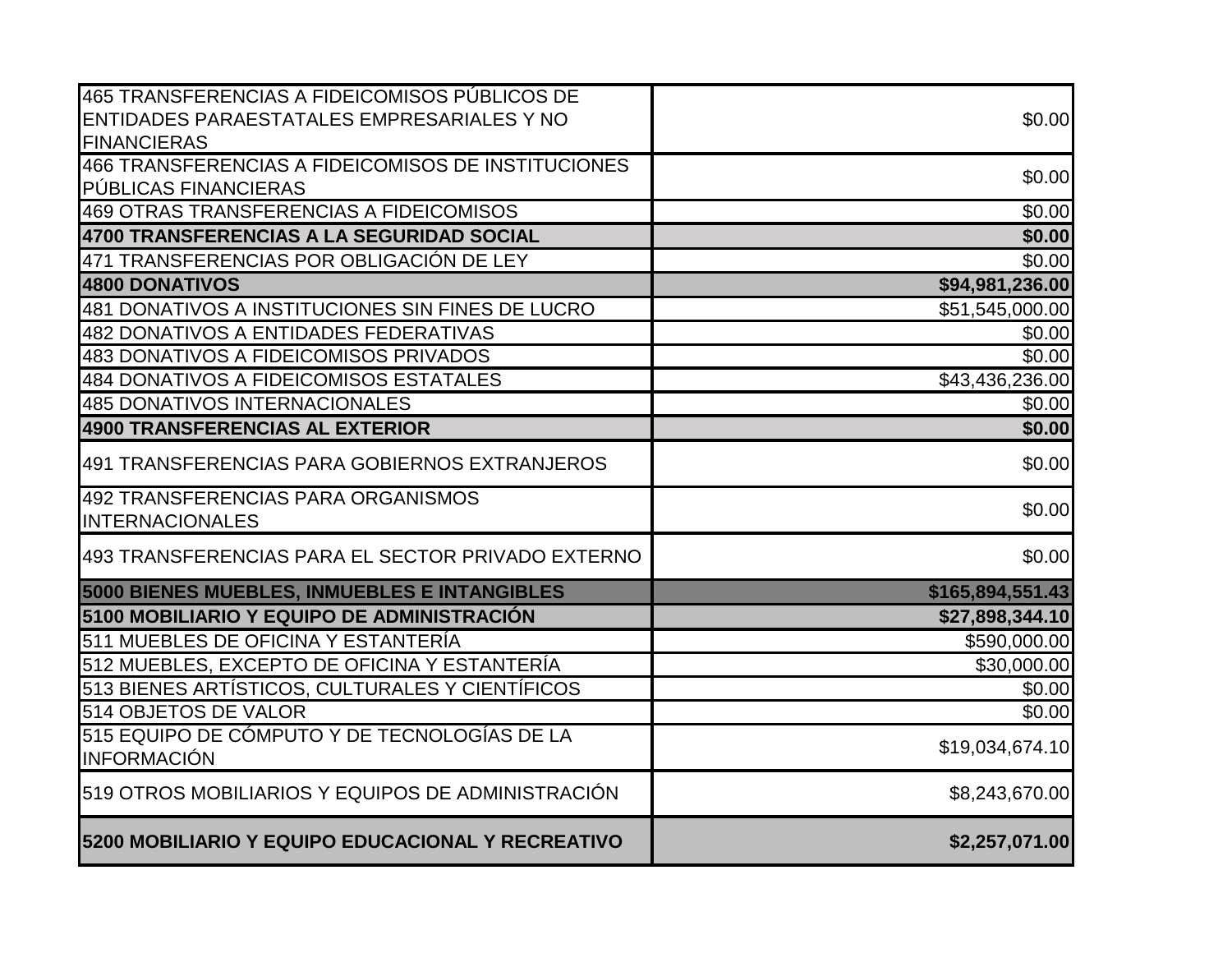| | |
|---|---|
| 465 TRANSFERENCIAS A FIDEICOMISOS PÚBLICOS DE ENTIDADES PARAESTATALES EMPRESARIALES Y NO FINANCIERAS | $0.00 |
| 466 TRANSFERENCIAS A FIDEICOMISOS DE INSTITUCIONES PÚBLICAS FINANCIERAS | $0.00 |
| 469 OTRAS TRANSFERENCIAS A FIDEICOMISOS | $0.00 |
| **4700 TRANSFERENCIAS A LA SEGURIDAD SOCIAL** | **$0.00** |
| 471 TRANSFERENCIAS POR OBLIGACIÓN DE LEY | $0.00 |
| **4800 DONATIVOS** | **$94,981,236.00** |
| 481 DONATIVOS A INSTITUCIONES SIN FINES DE LUCRO | $51,545,000.00 |
| 482 DONATIVOS A ENTIDADES FEDERATIVAS | $0.00 |
| 483 DONATIVOS A FIDEICOMISOS PRIVADOS | $0.00 |
| 484 DONATIVOS A FIDEICOMISOS ESTATALES | $43,436,236.00 |
| 485 DONATIVOS INTERNACIONALES | $0.00 |
| **4900 TRANSFERENCIAS AL EXTERIOR** | **$0.00** |
| 491 TRANSFERENCIAS PARA GOBIERNOS EXTRANJEROS | $0.00 |
| 492 TRANSFERENCIAS PARA ORGANISMOS INTERNACIONALES | $0.00 |
| 493 TRANSFERENCIAS PARA EL SECTOR PRIVADO EXTERNO | $0.00 |
| **5000 BIENES MUEBLES, INMUEBLES E INTANGIBLES** | **$165,894,551.43** |
| **5100 MOBILIARIO Y EQUIPO DE ADMINISTRACIÓN** | **$27,898,344.10** |
| 511 MUEBLES DE OFICINA Y ESTANTERÍA | $590,000.00 |
| 512 MUEBLES, EXCEPTO DE OFICINA Y ESTANTERÍA | $30,000.00 |
| 513 BIENES ARTÍSTICOS, CULTURALES Y CIENTÍFICOS | $0.00 |
| 514 OBJETOS DE VALOR | $0.00 |
| 515 EQUIPO DE CÓMPUTO Y DE TECNOLOGÍAS DE LA INFORMACIÓN | $19,034,674.10 |
| 519 OTROS MOBILIARIOS Y EQUIPOS DE ADMINISTRACIÓN | $8,243,670.00 |
| **5200 MOBILIARIO Y EQUIPO EDUCACIONAL Y RECREATIVO** | **$2,257,071.00** |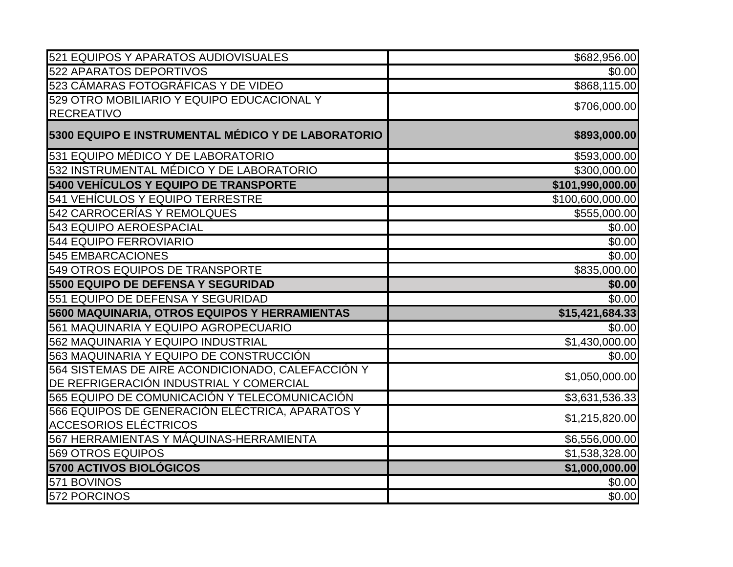| | |
|---|---|
| 521 EQUIPOS Y APARATOS AUDIOVISUALES | $682,956.00 |
| 522 APARATOS DEPORTIVOS | $0.00 |
| 523 CÁMARAS FOTOGRÁFICAS Y DE VIDEO | $868,115.00 |
| 529 OTRO MOBILIARIO Y EQUIPO EDUCACIONAL Y RECREATIVO | $706,000.00 |
| **5300 EQUIPO E INSTRUMENTAL MÉDICO Y DE LABORATORIO** | **$893,000.00** |
| 531 EQUIPO MÉDICO Y DE LABORATORIO | $593,000.00 |
| 532 INSTRUMENTAL MÉDICO Y DE LABORATORIO | $300,000.00 |
| **5400 VEHÍCULOS Y EQUIPO DE TRANSPORTE** | **$101,990,000.00** |
| 541 VEHÍCULOS Y EQUIPO TERRESTRE | $100,600,000.00 |
| 542 CARROCERÍAS Y REMOLQUES | $555,000.00 |
| 543 EQUIPO AEROESPACIAL | $0.00 |
| 544 EQUIPO FERROVIARIO | $0.00 |
| 545 EMBARCACIONES | $0.00 |
| 549 OTROS EQUIPOS DE TRANSPORTE | $835,000.00 |
| **5500 EQUIPO DE DEFENSA Y SEGURIDAD** | **$0.00** |
| 551 EQUIPO DE DEFENSA Y SEGURIDAD | $0.00 |
| **5600 MAQUINARIA, OTROS EQUIPOS Y HERRAMIENTAS** | **$15,421,684.33** |
| 561 MAQUINARIA Y EQUIPO AGROPECUARIO | $0.00 |
| 562 MAQUINARIA Y EQUIPO INDUSTRIAL | $1,430,000.00 |
| 563 MAQUINARIA Y EQUIPO DE CONSTRUCCIÓN | $0.00 |
| 564 SISTEMAS DE AIRE ACONDICIONADO, CALEFACCIÓN Y DE REFRIGERACIÓN INDUSTRIAL Y COMERCIAL | $1,050,000.00 |
| 565 EQUIPO DE COMUNICACIÓN Y TELECOMUNICACIÓN | $3,631,536.33 |
| 566 EQUIPOS DE GENERACIÓN ELÉCTRICA, APARATOS Y ACCESORIOS ELÉCTRICOS | $1,215,820.00 |
| 567 HERRAMIENTAS Y MÁQUINAS-HERRAMIENTA | $6,556,000.00 |
| 569 OTROS EQUIPOS | $1,538,328.00 |
| **5700 ACTIVOS BIOLÓGICOS** | **$1,000,000.00** |
| 571 BOVINOS | $0.00 |
| 572 PORCINOS | $0.00 |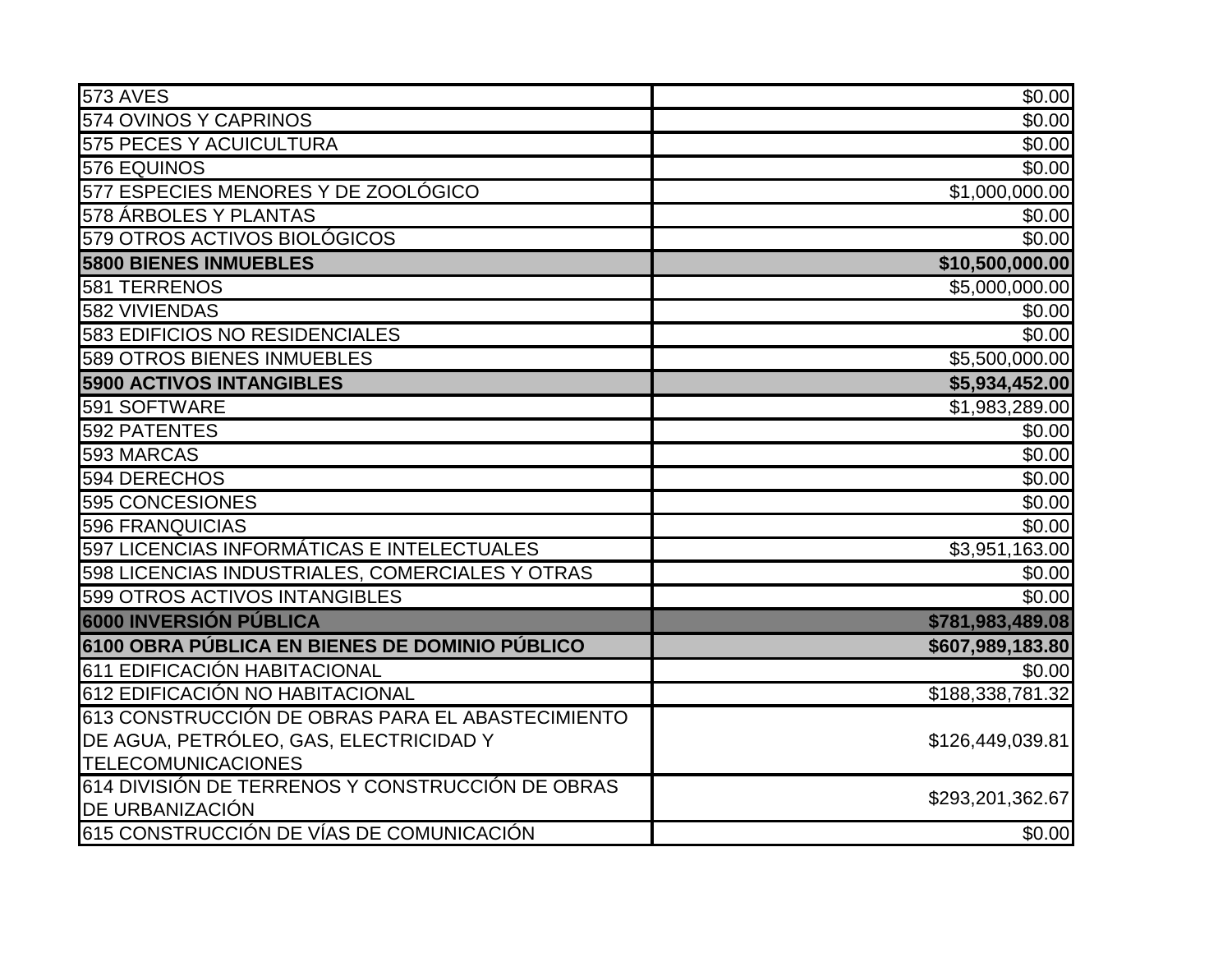| | |
|---|---|
| 573 AVES | $0.00 |
| 574 OVINOS Y CAPRINOS | $0.00 |
| 575 PECES Y ACUICULTURA | $0.00 |
| 576 EQUINOS | $0.00 |
| 577 ESPECIES MENORES Y DE ZOOLÓGICO | $1,000,000.00 |
| 578 ÁRBOLES Y PLANTAS | $0.00 |
| 579 OTROS ACTIVOS BIOLÓGICOS | $0.00 |
| **5800 BIENES INMUEBLES** | **$10,500,000.00** |
| 581 TERRENOS | $5,000,000.00 |
| 582 VIVIENDAS | $0.00 |
| 583 EDIFICIOS NO RESIDENCIALES | $0.00 |
| 589 OTROS BIENES INMUEBLES | $5,500,000.00 |
| **5900 ACTIVOS INTANGIBLES** | **$5,934,452.00** |
| 591 SOFTWARE | $1,983,289.00 |
| 592 PATENTES | $0.00 |
| 593 MARCAS | $0.00 |
| 594 DERECHOS | $0.00 |
| 595 CONCESIONES | $0.00 |
| 596 FRANQUICIAS | $0.00 |
| 597 LICENCIAS INFORMÁTICAS E INTELECTUALES | $3,951,163.00 |
| 598 LICENCIAS INDUSTRIALES, COMERCIALES Y OTRAS | $0.00 |
| 599 OTROS ACTIVOS INTANGIBLES | $0.00 |
| **6000 INVERSIÓN PÚBLICA** | **$781,983,489.08** |
| **6100 OBRA PÚBLICA EN BIENES DE DOMINIO PÚBLICO** | **$607,989,183.80** |
| 611 EDIFICACIÓN HABITACIONAL | $0.00 |
| 612 EDIFICACIÓN NO HABITACIONAL | $188,338,781.32 |
| 613 CONSTRUCCIÓN DE OBRAS PARA EL ABASTECIMIENTO DE AGUA, PETRÓLEO, GAS, ELECTRICIDAD Y TELECOMUNICACIONES | $126,449,039.81 |
| 614 DIVISIÓN DE TERRENOS Y CONSTRUCCIÓN DE OBRAS DE URBANIZACIÓN | $293,201,362.67 |
| 615 CONSTRUCCIÓN DE VÍAS DE COMUNICACIÓN | $0.00 |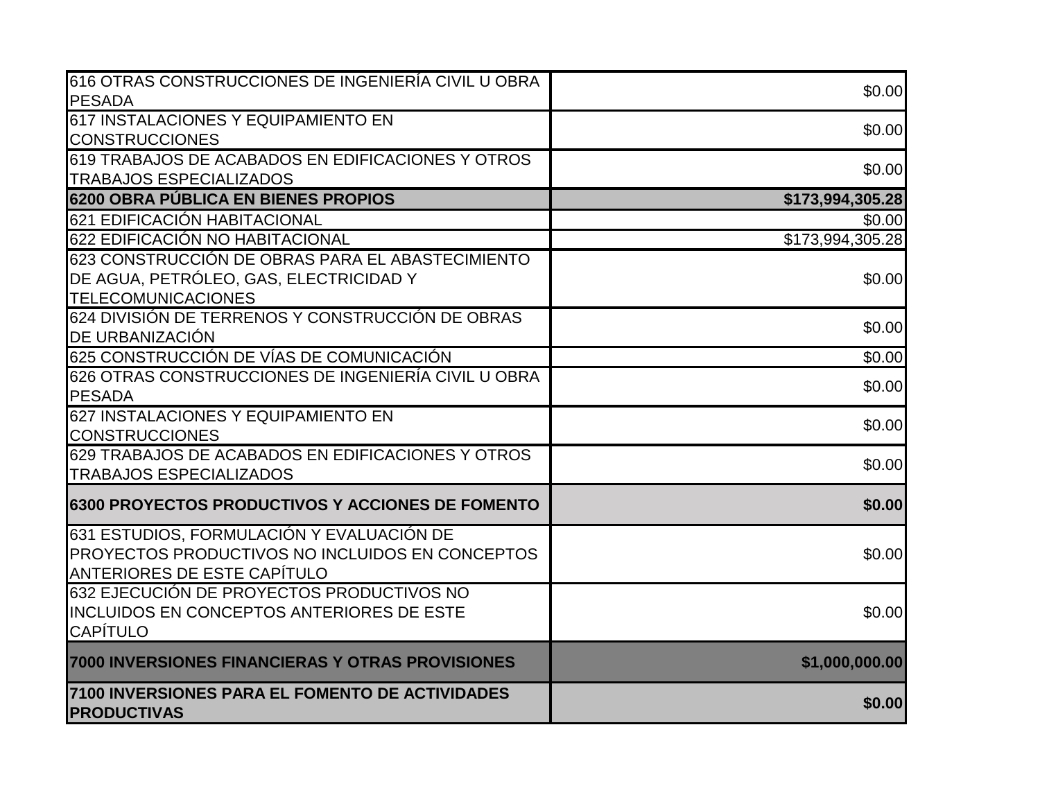| | |
|---|---:|
| 616 OTRAS CONSTRUCCIONES DE INGENIERÍA CIVIL U OBRA PESADA | $0.00 |
| 617 INSTALACIONES Y EQUIPAMIENTO EN CONSTRUCCIONES | $0.00 |
| 619 TRABAJOS DE ACABADOS EN EDIFICACIONES Y OTROS TRABAJOS ESPECIALIZADOS | $0.00 |
| **6200 OBRA PÚBLICA EN BIENES PROPIOS** | **$173,994,305.28** |
| 621 EDIFICACIÓN HABITACIONAL | $0.00 |
| 622 EDIFICACIÓN NO HABITACIONAL | $173,994,305.28 |
| 623 CONSTRUCCIÓN DE OBRAS PARA EL ABASTECIMIENTO DE AGUA, PETRÓLEO, GAS, ELECTRICIDAD Y TELECOMUNICACIONES | $0.00 |
| 624 DIVISIÓN DE TERRENOS Y CONSTRUCCIÓN DE OBRAS DE URBANIZACIÓN | $0.00 |
| 625 CONSTRUCCIÓN DE VÍAS DE COMUNICACIÓN | $0.00 |
| 626 OTRAS CONSTRUCCIONES DE INGENIERÍA CIVIL U OBRA PESADA | $0.00 |
| 627 INSTALACIONES Y EQUIPAMIENTO EN CONSTRUCCIONES | $0.00 |
| 629 TRABAJOS DE ACABADOS EN EDIFICACIONES Y OTROS TRABAJOS ESPECIALIZADOS | $0.00 |
| **6300 PROYECTOS PRODUCTIVOS Y ACCIONES DE FOMENTO** | **$0.00** |
| 631 ESTUDIOS, FORMULACIÓN Y EVALUACIÓN DE PROYECTOS PRODUCTIVOS NO INCLUIDOS EN CONCEPTOS ANTERIORES DE ESTE CAPÍTULO | $0.00 |
| 632 EJECUCIÓN DE PROYECTOS PRODUCTIVOS NO INCLUIDOS EN CONCEPTOS ANTERIORES DE ESTE CAPÍTULO | $0.00 |
| **7000 INVERSIONES FINANCIERAS Y OTRAS PROVISIONES** | **$1,000,000.00** |
| **7100 INVERSIONES PARA EL FOMENTO DE ACTIVIDADES PRODUCTIVAS** | **$0.00** |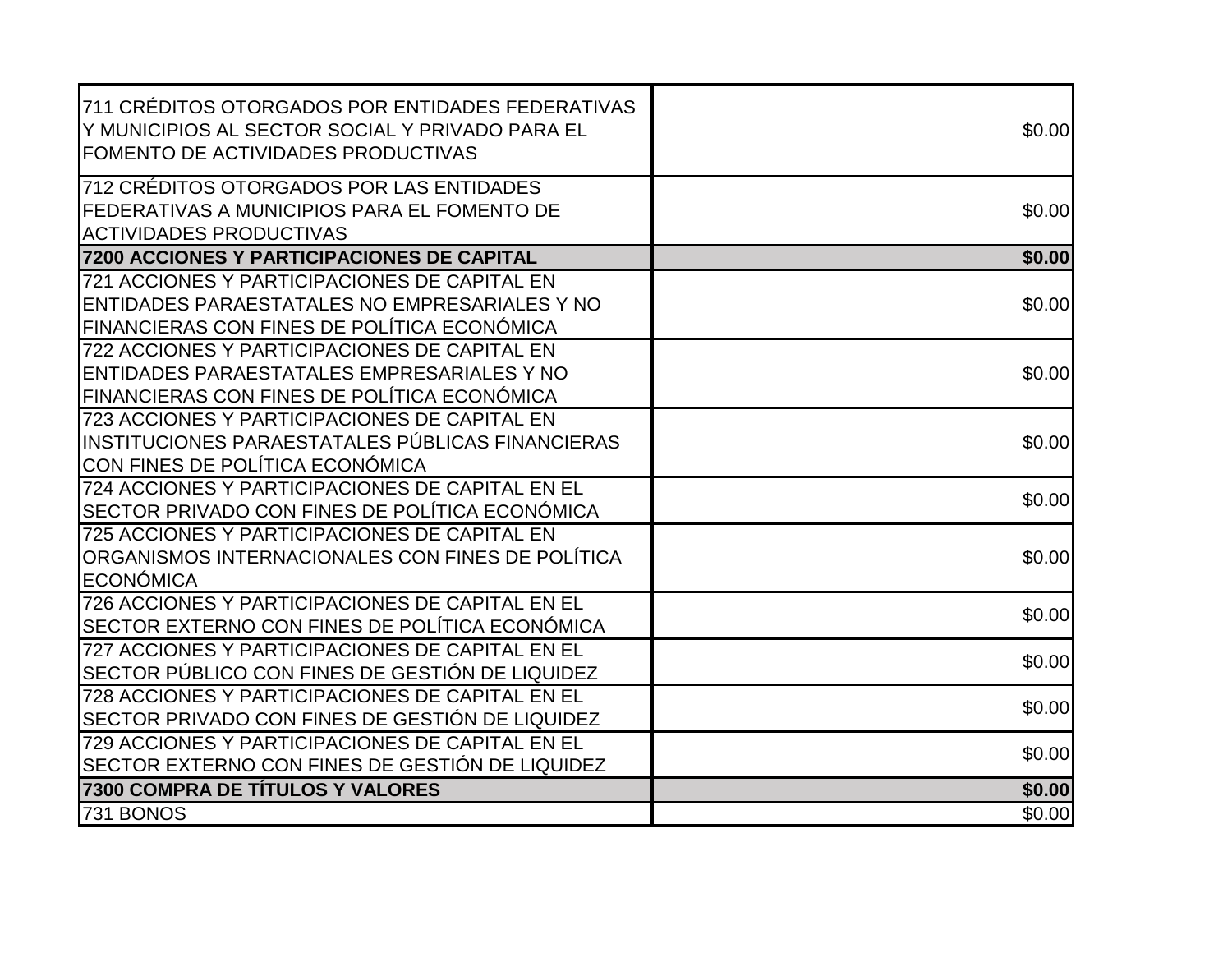| | |
|---|---|
| 711 CRÉDITOS OTORGADOS POR ENTIDADES FEDERATIVAS Y MUNICIPIOS AL SECTOR SOCIAL Y PRIVADO PARA EL FOMENTO DE ACTIVIDADES PRODUCTIVAS | $0.00 |
| 712 CRÉDITOS OTORGADOS POR LAS ENTIDADES FEDERATIVAS A MUNICIPIOS PARA EL FOMENTO DE ACTIVIDADES PRODUCTIVAS | $0.00 |
| **7200 ACCIONES Y PARTICIPACIONES DE CAPITAL** | **$0.00** |
| 721 ACCIONES Y PARTICIPACIONES DE CAPITAL EN ENTIDADES PARAESTATALES NO EMPRESARIALES Y NO FINANCIERAS CON FINES DE POLÍTICA ECONÓMICA | $0.00 |
| 722 ACCIONES Y PARTICIPACIONES DE CAPITAL EN ENTIDADES PARAESTATALES EMPRESARIALES Y NO FINANCIERAS CON FINES DE POLÍTICA ECONÓMICA | $0.00 |
| 723 ACCIONES Y PARTICIPACIONES DE CAPITAL EN INSTITUCIONES PARAESTATALES PÚBLICAS FINANCIERAS CON FINES DE POLÍTICA ECONÓMICA | $0.00 |
| 724 ACCIONES Y PARTICIPACIONES DE CAPITAL EN EL SECTOR PRIVADO CON FINES DE POLÍTICA ECONÓMICA | $0.00 |
| 725 ACCIONES Y PARTICIPACIONES DE CAPITAL EN ORGANISMOS INTERNACIONALES CON FINES DE POLÍTICA ECONÓMICA | $0.00 |
| 726 ACCIONES Y PARTICIPACIONES DE CAPITAL EN EL SECTOR EXTERNO CON FINES DE POLÍTICA ECONÓMICA | $0.00 |
| 727 ACCIONES Y PARTICIPACIONES DE CAPITAL EN EL SECTOR PÚBLICO CON FINES DE GESTIÓN DE LIQUIDEZ | $0.00 |
| 728 ACCIONES Y PARTICIPACIONES DE CAPITAL EN EL SECTOR PRIVADO CON FINES DE GESTIÓN DE LIQUIDEZ | $0.00 |
| 729 ACCIONES Y PARTICIPACIONES DE CAPITAL EN EL SECTOR EXTERNO CON FINES DE GESTIÓN DE LIQUIDEZ | $0.00 |
| **7300 COMPRA DE TÍTULOS Y VALORES** | **$0.00** |
| 731 BONOS | $0.00 |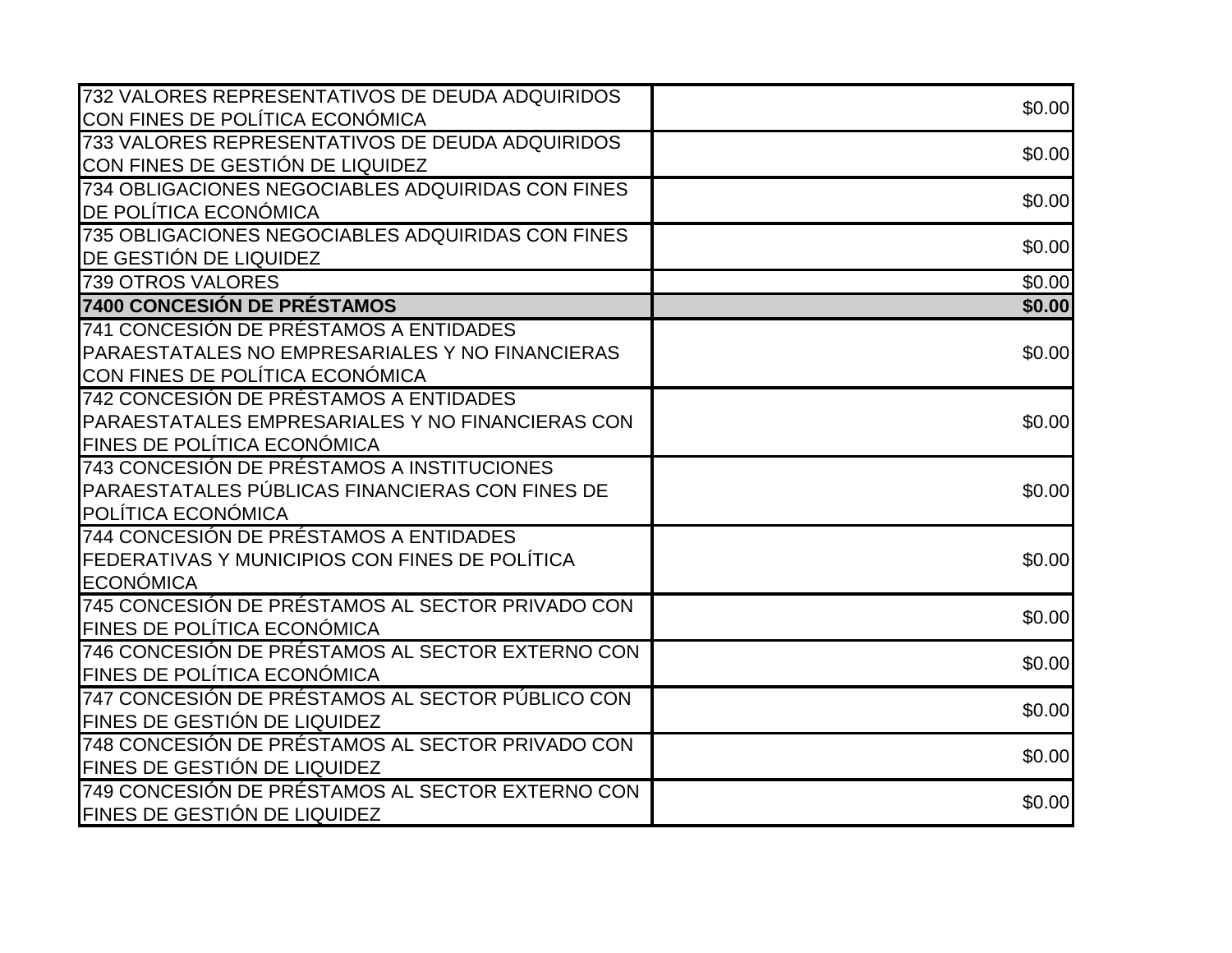| | |
|---|---|
| 732 VALORES REPRESENTATIVOS DE DEUDA ADQUIRIDOS CON FINES DE POLÍTICA ECONÓMICA | $0.00 |
| 733 VALORES REPRESENTATIVOS DE DEUDA ADQUIRIDOS CON FINES DE GESTIÓN DE LIQUIDEZ | $0.00 |
| 734 OBLIGACIONES NEGOCIABLES ADQUIRIDAS CON FINES DE POLÍTICA ECONÓMICA | $0.00 |
| 735 OBLIGACIONES NEGOCIABLES ADQUIRIDAS CON FINES DE GESTIÓN DE LIQUIDEZ | $0.00 |
| 739 OTROS VALORES | $0.00 |
| **7400 CONCESIÓN DE PRÉSTAMOS** | **$0.00** |
| 741 CONCESIÓN DE PRÉSTAMOS A ENTIDADES PARAESTATALES NO EMPRESARIALES Y NO FINANCIERAS CON FINES DE POLÍTICA ECONÓMICA | $0.00 |
| 742 CONCESIÓN DE PRÉSTAMOS A ENTIDADES PARAESTATALES EMPRESARIALES Y NO FINANCIERAS CON FINES DE POLÍTICA ECONÓMICA | $0.00 |
| 743 CONCESIÓN DE PRÉSTAMOS A INSTITUCIONES PARAESTATALES PÚBLICAS FINANCIERAS CON FINES DE POLÍTICA ECONÓMICA | $0.00 |
| 744 CONCESIÓN DE PRÉSTAMOS A ENTIDADES FEDERATIVAS Y MUNICIPIOS CON FINES DE POLÍTICA ECONÓMICA | $0.00 |
| 745 CONCESIÓN DE PRÉSTAMOS AL SECTOR PRIVADO CON FINES DE POLÍTICA ECONÓMICA | $0.00 |
| 746 CONCESIÓN DE PRÉSTAMOS AL SECTOR EXTERNO CON FINES DE POLÍTICA ECONÓMICA | $0.00 |
| 747 CONCESIÓN DE PRÉSTAMOS AL SECTOR PÚBLICO CON FINES DE GESTIÓN DE LIQUIDEZ | $0.00 |
| 748 CONCESIÓN DE PRÉSTAMOS AL SECTOR PRIVADO CON FINES DE GESTIÓN DE LIQUIDEZ | $0.00 |
| 749 CONCESIÓN DE PRÉSTAMOS AL SECTOR EXTERNO CON FINES DE GESTIÓN DE LIQUIDEZ | $0.00 |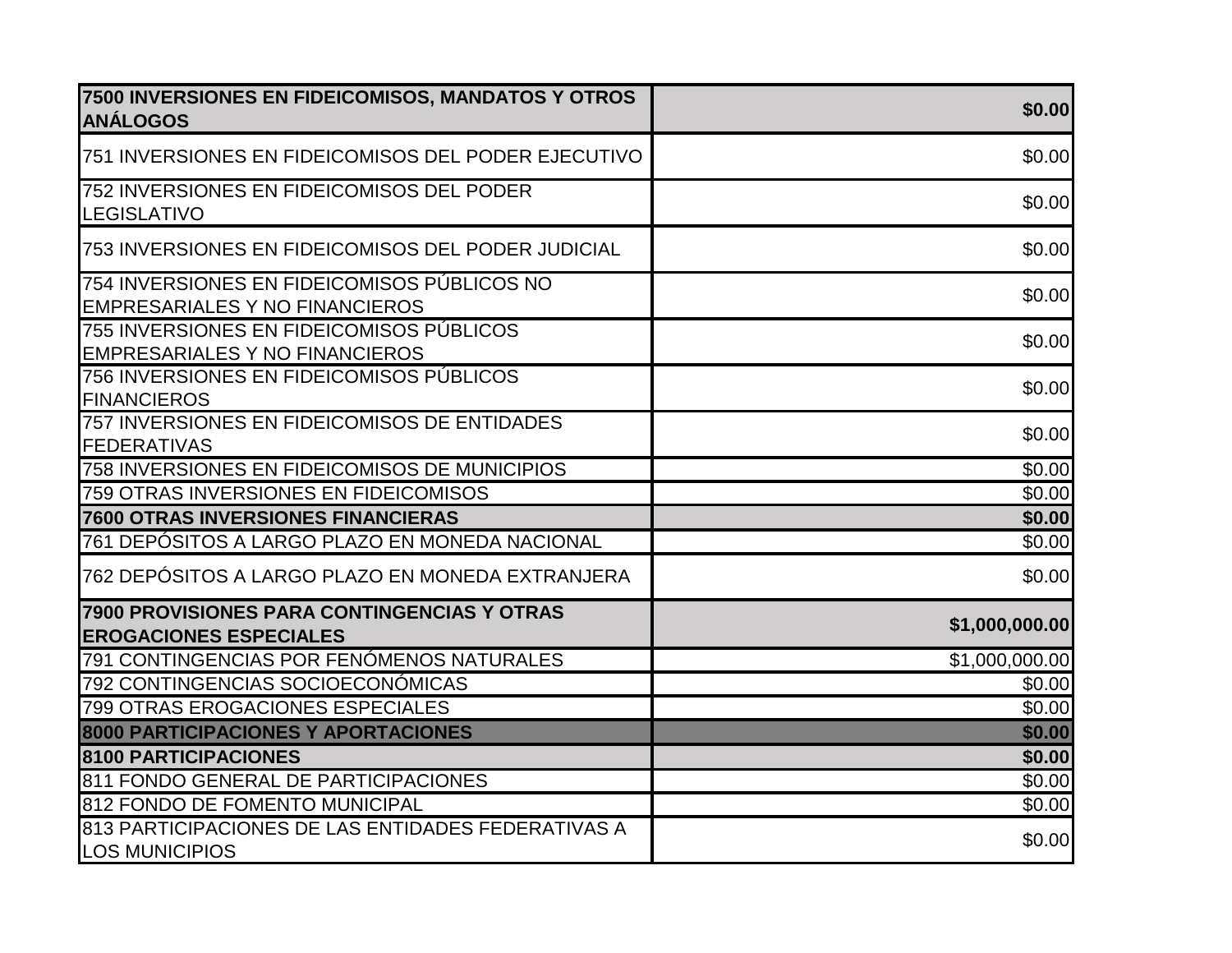| | |
|---|---|
| **7500 INVERSIONES EN FIDEICOMISOS, MANDATOS Y OTROS ANÁLOGOS** | **$0.00** |
| 751 INVERSIONES EN FIDEICOMISOS DEL PODER EJECUTIVO | $0.00 |
| 752 INVERSIONES EN FIDEICOMISOS DEL PODER LEGISLATIVO | $0.00 |
| 753 INVERSIONES EN FIDEICOMISOS DEL PODER JUDICIAL | $0.00 |
| 754 INVERSIONES EN FIDEICOMISOS PÚBLICOS NO EMPRESARIALES Y NO FINANCIEROS | $0.00 |
| 755 INVERSIONES EN FIDEICOMISOS PÚBLICOS EMPRESARIALES Y NO FINANCIEROS | $0.00 |
| 756 INVERSIONES EN FIDEICOMISOS PÚBLICOS FINANCIEROS | $0.00 |
| 757 INVERSIONES EN FIDEICOMISOS DE ENTIDADES FEDERATIVAS | $0.00 |
| 758 INVERSIONES EN FIDEICOMISOS DE MUNICIPIOS | $0.00 |
| 759 OTRAS INVERSIONES EN FIDEICOMISOS | $0.00 |
| **7600 OTRAS INVERSIONES FINANCIERAS** | **$0.00** |
| 761 DEPÓSITOS A LARGO PLAZO EN MONEDA NACIONAL | $0.00 |
| 762 DEPÓSITOS A LARGO PLAZO EN MONEDA EXTRANJERA | $0.00 |
| **7900 PROVISIONES PARA CONTINGENCIAS Y OTRAS EROGACIONES ESPECIALES** | **$1,000,000.00** |
| 791 CONTINGENCIAS POR FENÓMENOS NATURALES | $1,000,000.00 |
| 792 CONTINGENCIAS SOCIOECONÓMICAS | $0.00 |
| 799 OTRAS EROGACIONES ESPECIALES | $0.00 |
| **8000 PARTICIPACIONES Y APORTACIONES** | **$0.00** |
| **8100 PARTICIPACIONES** | **$0.00** |
| 811 FONDO GENERAL DE PARTICIPACIONES | $0.00 |
| 812 FONDO DE FOMENTO MUNICIPAL | $0.00 |
| 813 PARTICIPACIONES DE LAS ENTIDADES FEDERATIVAS A LOS MUNICIPIOS | $0.00 |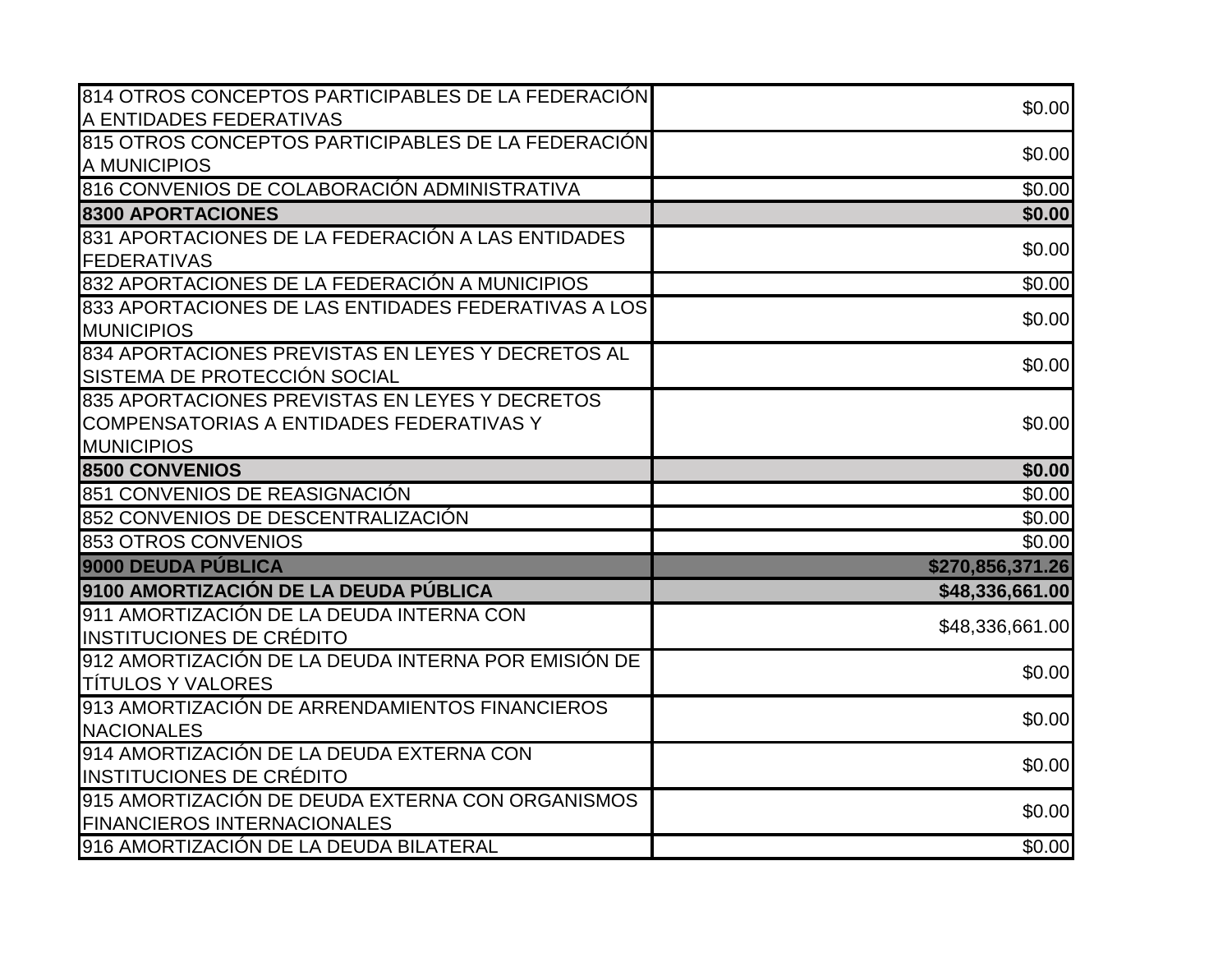| | |
|---|---|
| 814 OTROS CONCEPTOS PARTICIPABLES DE LA FEDERACIÓN A ENTIDADES FEDERATIVAS | $0.00 |
| 815 OTROS CONCEPTOS PARTICIPABLES DE LA FEDERACIÓN A MUNICIPIOS | $0.00 |
| 816 CONVENIOS DE COLABORACIÓN ADMINISTRATIVA | $0.00 |
| **8300 APORTACIONES** | **$0.00** |
| 831 APORTACIONES DE LA FEDERACIÓN A LAS ENTIDADES FEDERATIVAS | $0.00 |
| 832 APORTACIONES DE LA FEDERACIÓN A MUNICIPIOS | $0.00 |
| 833 APORTACIONES DE LAS ENTIDADES FEDERATIVAS A LOS MUNICIPIOS | $0.00 |
| 834 APORTACIONES PREVISTAS EN LEYES Y DECRETOS AL SISTEMA DE PROTECCIÓN SOCIAL | $0.00 |
| 835 APORTACIONES PREVISTAS EN LEYES Y DECRETOS COMPENSATORIAS A ENTIDADES FEDERATIVAS Y MUNICIPIOS | $0.00 |
| **8500 CONVENIOS** | **$0.00** |
| 851 CONVENIOS DE REASIGNACIÓN | $0.00 |
| 852 CONVENIOS DE DESCENTRALIZACIÓN | $0.00 |
| 853 OTROS CONVENIOS | $0.00 |
| **9000 DEUDA PÚBLICA** | **$270,856,371.26** |
| **9100 AMORTIZACIÓN DE LA DEUDA PÚBLICA** | **$48,336,661.00** |
| 911 AMORTIZACIÓN DE LA DEUDA INTERNA CON INSTITUCIONES DE CRÉDITO | $48,336,661.00 |
| 912 AMORTIZACIÓN DE LA DEUDA INTERNA POR EMISIÓN DE TÍTULOS Y VALORES | $0.00 |
| 913 AMORTIZACIÓN DE ARRENDAMIENTOS FINANCIEROS NACIONALES | $0.00 |
| 914 AMORTIZACIÓN DE LA DEUDA EXTERNA CON INSTITUCIONES DE CRÉDITO | $0.00 |
| 915 AMORTIZACIÓN DE DEUDA EXTERNA CON ORGANISMOS FINANCIEROS INTERNACIONALES | $0.00 |
| 916 AMORTIZACIÓN DE LA DEUDA BILATERAL | $0.00 |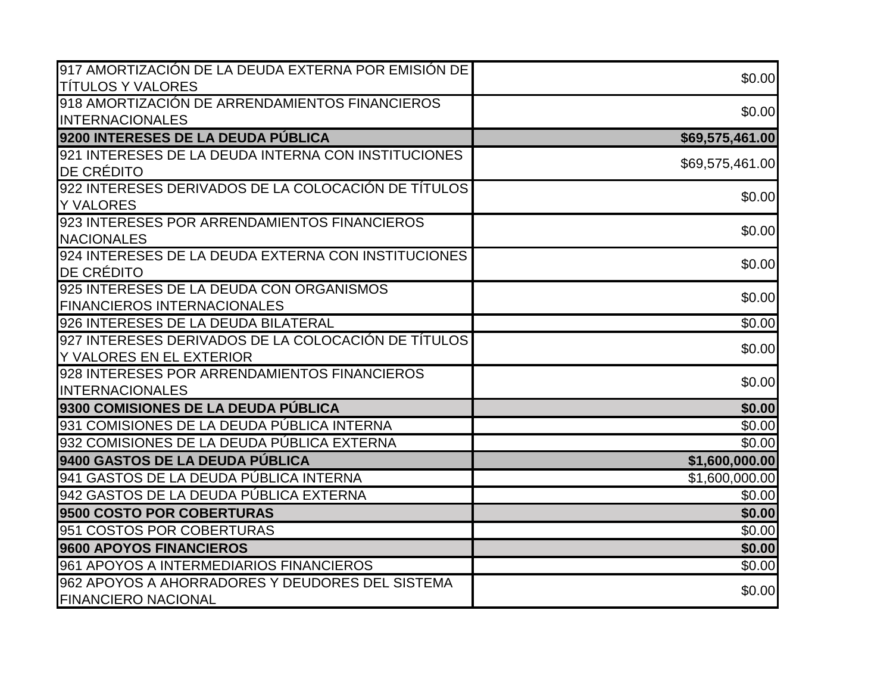| | |
|---|---|
| 917 AMORTIZACIÓN DE LA DEUDA EXTERNA POR EMISIÓN DE TÍTULOS Y VALORES | $0.00 |
| 918 AMORTIZACIÓN DE ARRENDAMIENTOS FINANCIEROS INTERNACIONALES | $0.00 |
| **9200 INTERESES DE LA DEUDA PÚBLICA** | **$69,575,461.00** |
| 921 INTERESES DE LA DEUDA INTERNA CON INSTITUCIONES DE CRÉDITO | $69,575,461.00 |
| 922 INTERESES DERIVADOS DE LA COLOCACIÓN DE TÍTULOS Y VALORES | $0.00 |
| 923 INTERESES POR ARRENDAMIENTOS FINANCIEROS NACIONALES | $0.00 |
| 924 INTERESES DE LA DEUDA EXTERNA CON INSTITUCIONES DE CRÉDITO | $0.00 |
| 925 INTERESES DE LA DEUDA CON ORGANISMOS FINANCIEROS INTERNACIONALES | $0.00 |
| 926 INTERESES DE LA DEUDA BILATERAL | $0.00 |
| 927 INTERESES DERIVADOS DE LA COLOCACIÓN DE TÍTULOS Y VALORES EN EL EXTERIOR | $0.00 |
| 928 INTERESES POR ARRENDAMIENTOS FINANCIEROS INTERNACIONALES | $0.00 |
| **9300 COMISIONES DE LA DEUDA PÚBLICA** | **$0.00** |
| 931 COMISIONES DE LA DEUDA PÚBLICA INTERNA | $0.00 |
| 932 COMISIONES DE LA DEUDA PÚBLICA EXTERNA | $0.00 |
| **9400 GASTOS DE LA DEUDA PÚBLICA** | **$1,600,000.00** |
| 941 GASTOS DE LA DEUDA PÚBLICA INTERNA | $1,600,000.00 |
| 942 GASTOS DE LA DEUDA PÚBLICA EXTERNA | $0.00 |
| **9500 COSTO POR COBERTURAS** | **$0.00** |
| 951 COSTOS POR COBERTURAS | $0.00 |
| **9600 APOYOS FINANCIEROS** | **$0.00** |
| 961 APOYOS A INTERMEDIARIOS FINANCIEROS | $0.00 |
| 962 APOYOS A AHORRADORES Y DEUDORES DEL SISTEMA FINANCIERO NACIONAL | $0.00 |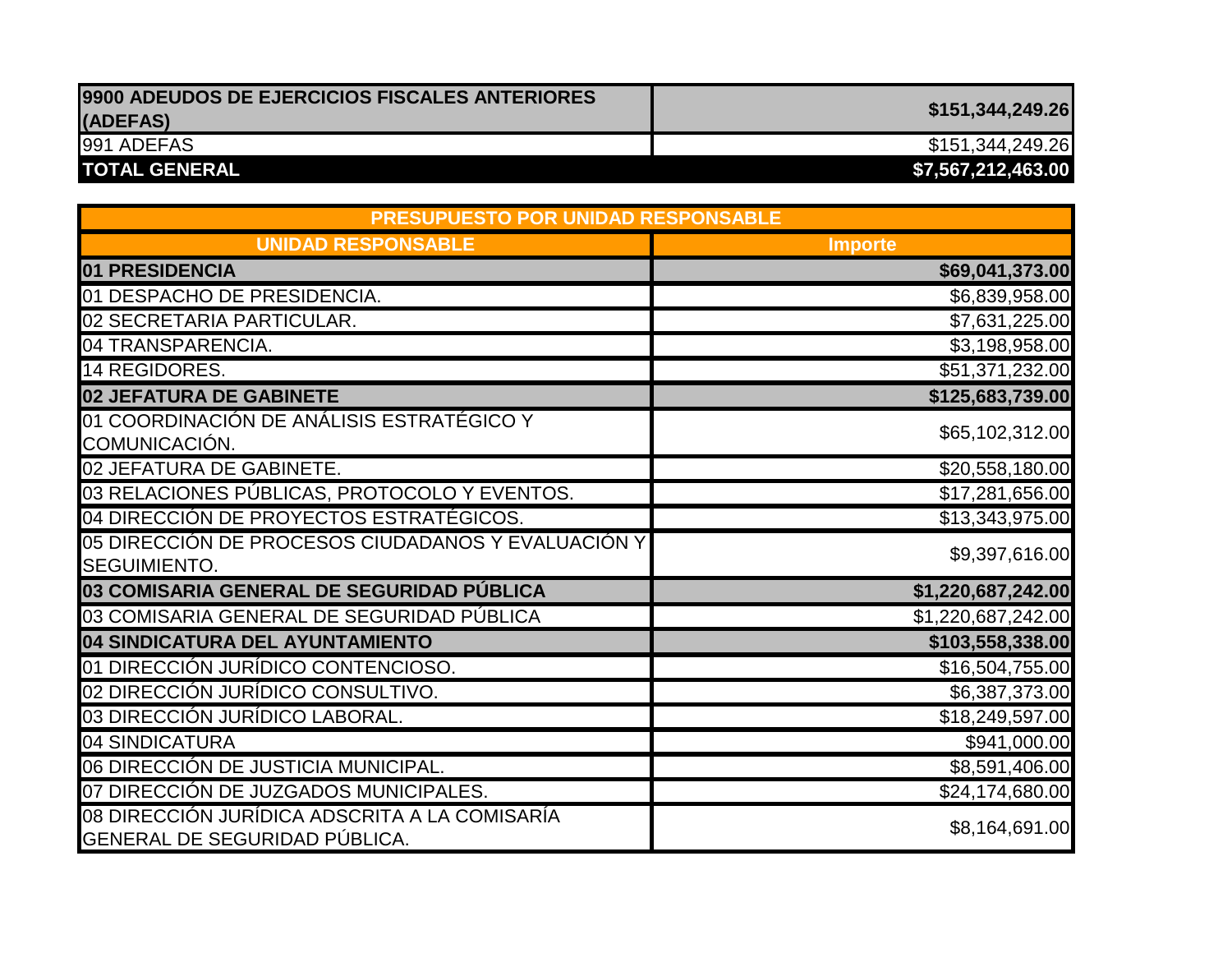| | |
|---|---|
| **9900 ADEUDOS DE EJERCICIOS FISCALES ANTERIORES (ADEFAS)** | **$151,344,249.26** |
| 991 ADEFAS | $151,344,249.26 |
| **TOTAL GENERAL** | **$7,567,212,463.00** |

| PRESUPUESTO POR UNIDAD RESPONSABLE | |
|---|---|
| **UNIDAD RESPONSABLE** | **Importe** |
| **01 PRESIDENCIA** | **$69,041,373.00** |
| 01 DESPACHO DE PRESIDENCIA. | $6,839,958.00 |
| 02 SECRETARIA PARTICULAR. | $7,631,225.00 |
| 04 TRANSPARENCIA. | $3,198,958.00 |
| 14 REGIDORES. | $51,371,232.00 |
| **02 JEFATURA DE GABINETE** | **$125,683,739.00** |
| 01 COORDINACIÓN DE ANÁLISIS ESTRATÉGICO Y COMUNICACIÓN. | $65,102,312.00 |
| 02 JEFATURA DE GABINETE. | $20,558,180.00 |
| 03 RELACIONES PÚBLICAS, PROTOCOLO Y EVENTOS. | $17,281,656.00 |
| 04 DIRECCIÓN DE PROYECTOS ESTRATÉGICOS. | $13,343,975.00 |
| 05 DIRECCIÓN DE PROCESOS CIUDADANOS Y EVALUACIÓN Y SEGUIMIENTO. | $9,397,616.00 |
| **03 COMISARIA GENERAL DE SEGURIDAD PÚBLICA** | **$1,220,687,242.00** |
| 03 COMISARIA GENERAL DE SEGURIDAD PÚBLICA | $1,220,687,242.00 |
| **04 SINDICATURA DEL AYUNTAMIENTO** | **$103,558,338.00** |
| 01 DIRECCIÓN JURÍDICO CONTENCIOSO. | $16,504,755.00 |
| 02 DIRECCIÓN JURÍDICO CONSULTIVO. | $6,387,373.00 |
| 03 DIRECCIÓN JURÍDICO LABORAL. | $18,249,597.00 |
| 04 SINDICATURA | $941,000.00 |
| 06 DIRECCIÓN DE JUSTICIA MUNICIPAL. | $8,591,406.00 |
| 07 DIRECCIÓN DE JUZGADOS MUNICIPALES. | $24,174,680.00 |
| 08 DIRECCIÓN JURÍDICA ADSCRITA A LA COMISARÍA GENERAL DE SEGURIDAD PÚBLICA. | $8,164,691.00 |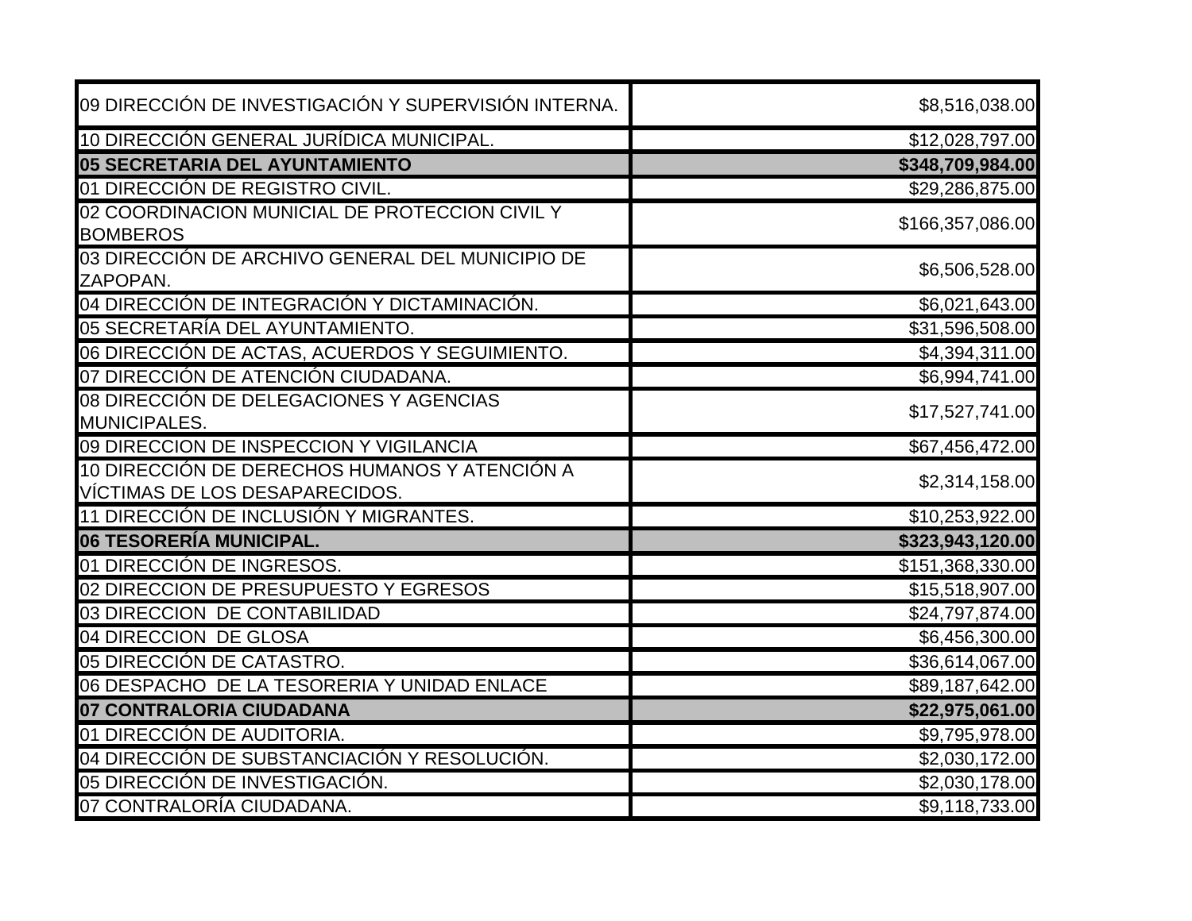| | |
|---|---:|
| 09 DIRECCIÓN DE INVESTIGACIÓN Y SUPERVISIÓN INTERNA. | $8,516,038.00 |
| 10 DIRECCIÓN GENERAL JURÍDICA MUNICIPAL. | $12,028,797.00 |
| **05 SECRETARIA DEL AYUNTAMIENTO** | **$348,709,984.00** |
| 01 DIRECCIÓN DE REGISTRO CIVIL. | $29,286,875.00 |
| 02 COORDINACION MUNICIAL DE PROTECCION CIVIL Y BOMBEROS | $166,357,086.00 |
| 03 DIRECCIÓN DE ARCHIVO GENERAL DEL MUNICIPIO DE ZAPOPAN. | $6,506,528.00 |
| 04 DIRECCIÓN DE INTEGRACIÓN Y DICTAMINACIÓN. | $6,021,643.00 |
| 05 SECRETARÍA DEL AYUNTAMIENTO. | $31,596,508.00 |
| 06 DIRECCIÓN DE ACTAS, ACUERDOS Y SEGUIMIENTO. | $4,394,311.00 |
| 07 DIRECCIÓN DE ATENCIÓN CIUDADANA. | $6,994,741.00 |
| 08 DIRECCIÓN DE DELEGACIONES Y AGENCIAS MUNICIPALES. | $17,527,741.00 |
| 09 DIRECCION DE INSPECCION Y VIGILANCIA | $67,456,472.00 |
| 10 DIRECCIÓN DE DERECHOS HUMANOS Y ATENCIÓN A VÍCTIMAS DE LOS DESAPARECIDOS. | $2,314,158.00 |
| 11 DIRECCIÓN DE INCLUSIÓN Y MIGRANTES. | $10,253,922.00 |
| **06 TESORERÍA MUNICIPAL.** | **$323,943,120.00** |
| 01 DIRECCIÓN DE INGRESOS. | $151,368,330.00 |
| 02 DIRECCION DE PRESUPUESTO Y EGRESOS | $15,518,907.00 |
| 03 DIRECCION DE CONTABILIDAD | $24,797,874.00 |
| 04 DIRECCION DE GLOSA | $6,456,300.00 |
| 05 DIRECCIÓN DE CATASTRO. | $36,614,067.00 |
| 06 DESPACHO DE LA TESORERIA Y UNIDAD ENLACE | $89,187,642.00 |
| **07 CONTRALORIA CIUDADANA** | **$22,975,061.00** |
| 01 DIRECCIÓN DE AUDITORIA. | $9,795,978.00 |
| 04 DIRECCIÓN DE SUBSTANCIACIÓN Y RESOLUCIÓN. | $2,030,172.00 |
| 05 DIRECCIÓN DE INVESTIGACIÓN. | $2,030,178.00 |
| 07 CONTRALORÍA CIUDADANA. | $9,118,733.00 |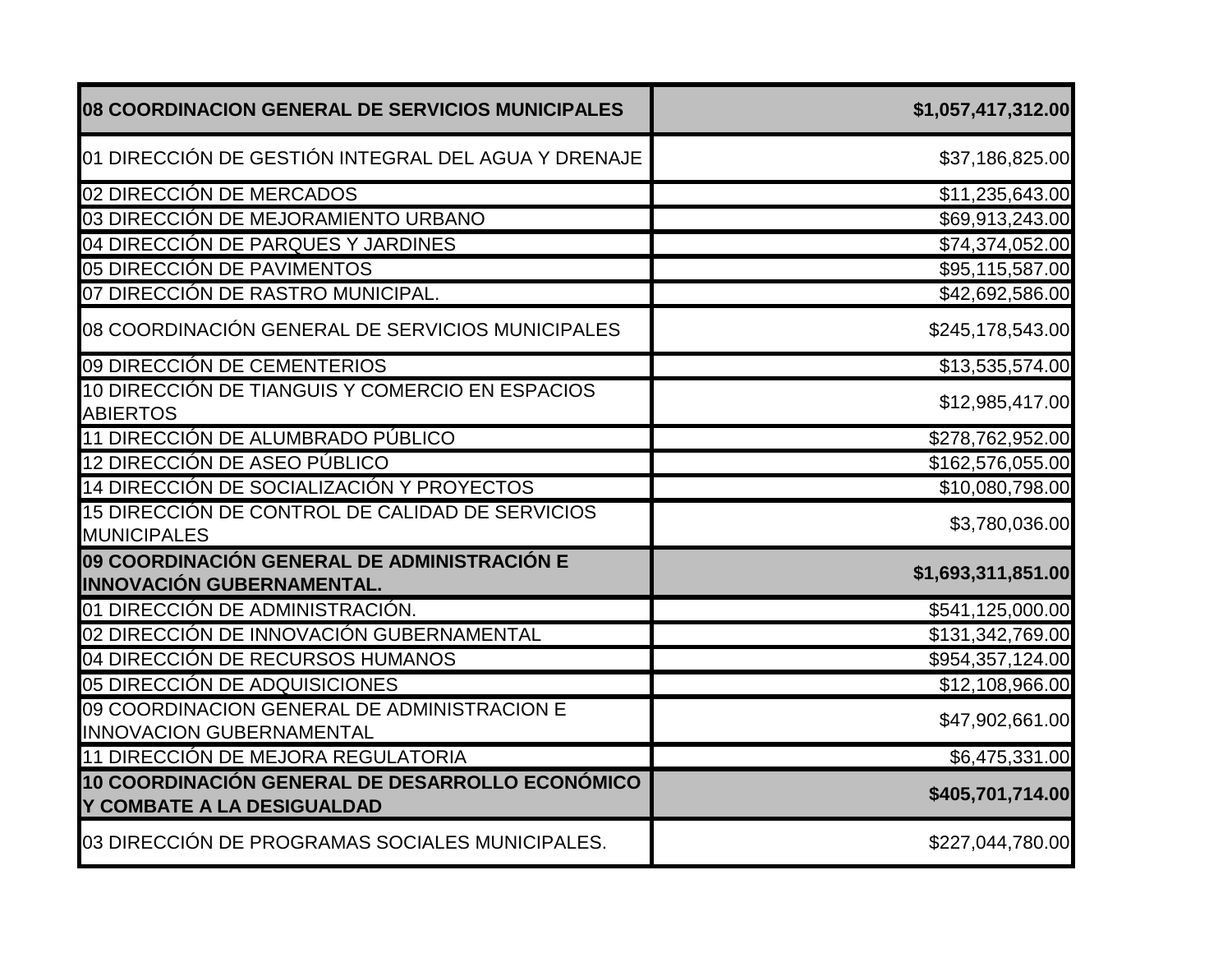| **08 COORDINACION GENERAL DE SERVICIOS MUNICIPALES** | **$1,057,417,312.00** |
|---|---:|
| 01 DIRECCIÓN DE GESTIÓN INTEGRAL DEL AGUA Y DRENAJE | $37,186,825.00 |
| 02 DIRECCIÓN DE MERCADOS | $11,235,643.00 |
| 03 DIRECCIÓN DE MEJORAMIENTO URBANO | $69,913,243.00 |
| 04 DIRECCIÓN DE PARQUES Y JARDINES | $74,374,052.00 |
| 05 DIRECCIÓN DE PAVIMENTOS | $95,115,587.00 |
| 07 DIRECCIÓN DE RASTRO MUNICIPAL. | $42,692,586.00 |
| 08 COORDINACIÓN GENERAL DE SERVICIOS MUNICIPALES | $245,178,543.00 |
| 09 DIRECCIÓN DE CEMENTERIOS | $13,535,574.00 |
| 10 DIRECCIÓN DE TIANGUIS Y COMERCIO EN ESPACIOS ABIERTOS | $12,985,417.00 |
| 11 DIRECCIÓN DE ALUMBRADO PÚBLICO | $278,762,952.00 |
| 12 DIRECCIÓN DE ASEO PÚBLICO | $162,576,055.00 |
| 14 DIRECCIÓN DE SOCIALIZACIÓN Y PROYECTOS | $10,080,798.00 |
| 15 DIRECCIÓN DE CONTROL DE CALIDAD DE SERVICIOS MUNICIPALES | $3,780,036.00 |
| **09 COORDINACIÓN GENERAL DE ADMINISTRACIÓN E INNOVACIÓN GUBERNAMENTAL.** | **$1,693,311,851.00** |
| 01 DIRECCIÓN DE ADMINISTRACIÓN. | $541,125,000.00 |
| 02 DIRECCIÓN DE INNOVACIÓN GUBERNAMENTAL | $131,342,769.00 |
| 04 DIRECCIÓN DE RECURSOS HUMANOS | $954,357,124.00 |
| 05 DIRECCIÓN DE ADQUISICIONES | $12,108,966.00 |
| 09 COORDINACION GENERAL DE ADMINISTRACION E INNOVACION GUBERNAMENTAL | $47,902,661.00 |
| 11 DIRECCIÓN DE MEJORA REGULATORIA | $6,475,331.00 |
| **10 COORDINACIÓN GENERAL DE DESARROLLO ECONÓMICO Y COMBATE A LA DESIGUALDAD** | **$405,701,714.00** |
| 03 DIRECCIÓN DE PROGRAMAS SOCIALES MUNICIPALES. | $227,044,780.00 |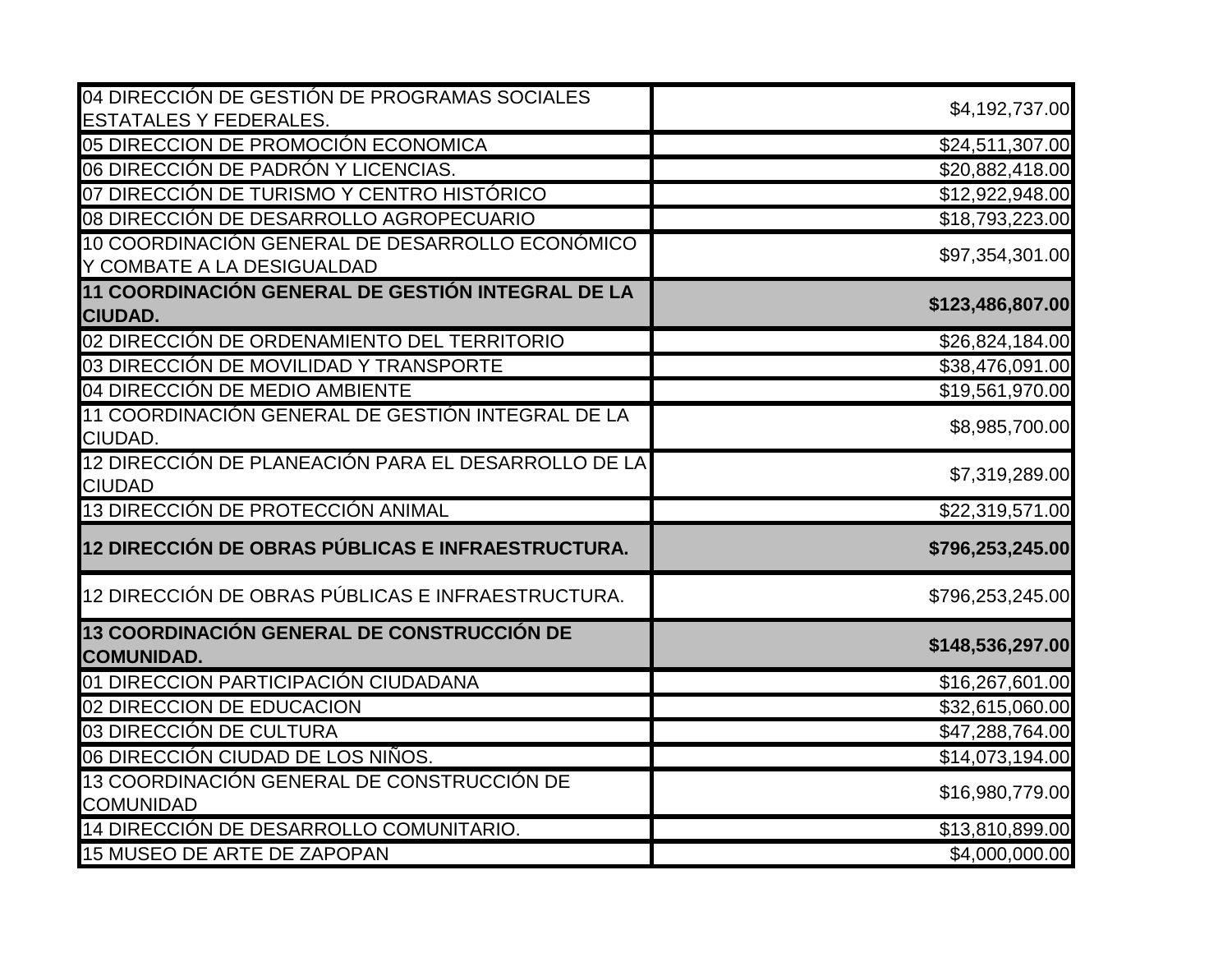| | |
|---|---|
| 04 DIRECCIÓN DE GESTIÓN DE PROGRAMAS SOCIALES ESTATALES Y FEDERALES. | $4,192,737.00 |
| 05 DIRECCION DE PROMOCIÓN ECONOMICA | $24,511,307.00 |
| 06 DIRECCIÓN DE PADRÓN Y LICENCIAS. | $20,882,418.00 |
| 07 DIRECCIÓN DE TURISMO Y CENTRO HISTÓRICO | $12,922,948.00 |
| 08 DIRECCIÓN DE DESARROLLO AGROPECUARIO | $18,793,223.00 |
| 10 COORDINACIÓN GENERAL DE DESARROLLO ECONÓMICO Y COMBATE A LA DESIGUALDAD | $97,354,301.00 |
| **11 COORDINACIÓN GENERAL DE GESTIÓN INTEGRAL DE LA CIUDAD.** | **$123,486,807.00** |
| 02 DIRECCIÓN DE ORDENAMIENTO DEL TERRITORIO | $26,824,184.00 |
| 03 DIRECCIÓN DE MOVILIDAD Y TRANSPORTE | $38,476,091.00 |
| 04 DIRECCIÓN DE MEDIO AMBIENTE | $19,561,970.00 |
| 11 COORDINACIÓN GENERAL DE GESTIÓN INTEGRAL DE LA CIUDAD. | $8,985,700.00 |
| 12 DIRECCIÓN DE PLANEACIÓN PARA EL DESARROLLO DE LA CIUDAD | $7,319,289.00 |
| 13 DIRECCIÓN DE PROTECCIÓN ANIMAL | $22,319,571.00 |
| **12 DIRECCIÓN DE OBRAS PÚBLICAS E INFRAESTRUCTURA.** | **$796,253,245.00** |
| 12 DIRECCIÓN DE OBRAS PÚBLICAS E INFRAESTRUCTURA. | $796,253,245.00 |
| **13 COORDINACIÓN GENERAL DE CONSTRUCCIÓN DE COMUNIDAD.** | **$148,536,297.00** |
| 01 DIRECCION PARTICIPACIÓN CIUDADANA | $16,267,601.00 |
| 02 DIRECCION DE EDUCACION | $32,615,060.00 |
| 03 DIRECCIÓN DE CULTURA | $47,288,764.00 |
| 06 DIRECCIÓN CIUDAD DE LOS NIÑOS. | $14,073,194.00 |
| 13 COORDINACIÓN GENERAL DE CONSTRUCCIÓN DE COMUNIDAD | $16,980,779.00 |
| 14 DIRECCIÓN DE DESARROLLO COMUNITARIO. | $13,810,899.00 |
| 15 MUSEO DE ARTE DE ZAPOPAN | $4,000,000.00 |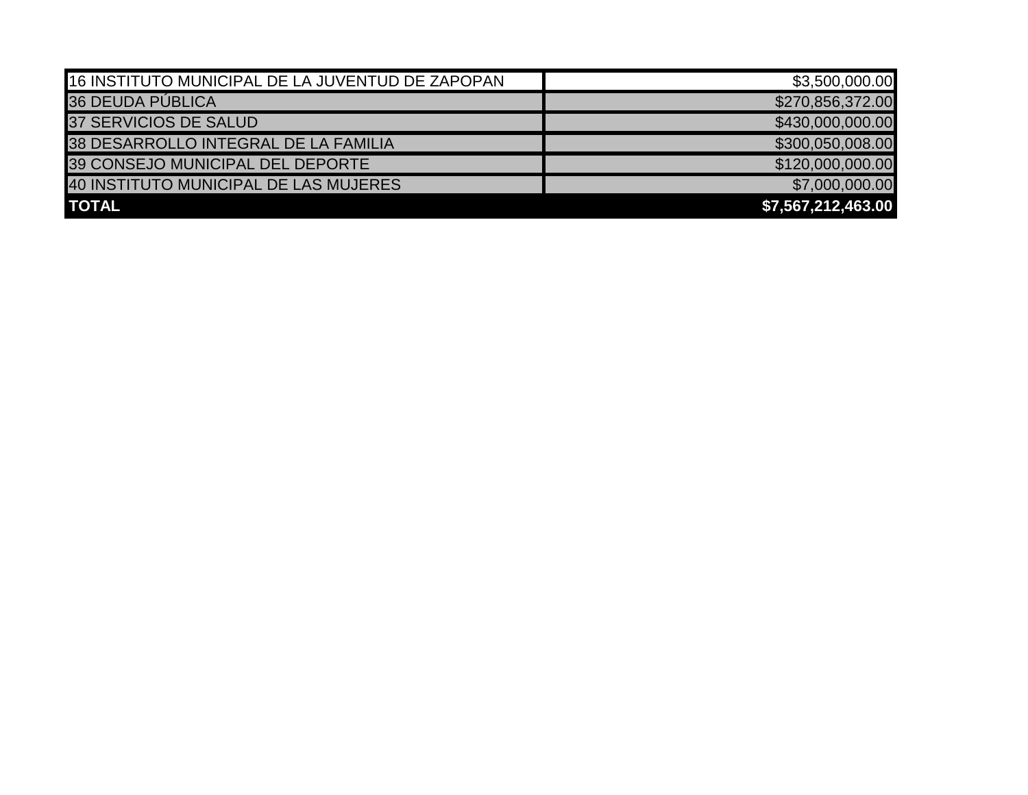| | |
|---|---|
| 16 INSTITUTO MUNICIPAL DE LA JUVENTUD DE ZAPOPAN | $3,500,000.00 |
| 36 DEUDA PÚBLICA | $270,856,372.00 |
| 37 SERVICIOS DE SALUD | $430,000,000.00 |
| 38 DESARROLLO INTEGRAL DE LA FAMILIA | $300,050,008.00 |
| 39 CONSEJO MUNICIPAL DEL DEPORTE | $120,000,000.00 |
| 40 INSTITUTO MUNICIPAL DE LAS MUJERES | $7,000,000.00 |
| **TOTAL** | **$7,567,212,463.00** |